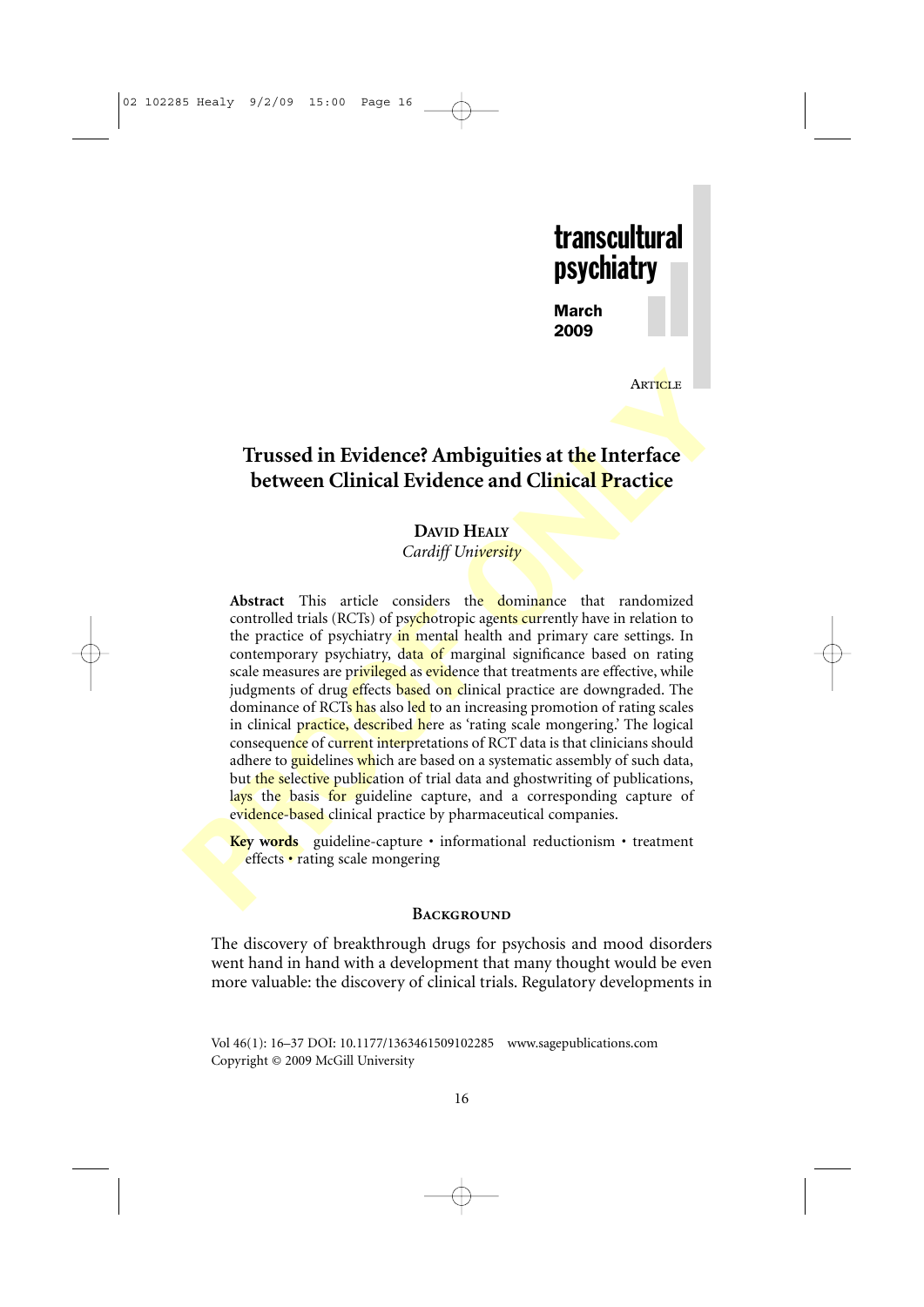transcultural psychiatry

March 2009

ARTICLE

# Trussed in Evidence? Ambiguities at the Interface between Clinical Evidence and Clinical Practice

**DAVID HEALY**
*Cardiff University*

**Abstract** This article considers the dominance that randomized controlled trials (RCTs) of psychotropic agents currently have in relation to the practice of psychiatry in mental health and primary care settings. In contemporary psychiatry, data of marginal significance based on rating scale measures are privileged as evidence that treatments are effective, while judgments of drug effects based on clinical practice are downgraded. The dominance of RCTs has also led to an increasing promotion of rating scales in clinical practice, described here as 'rating scale mongering.' The logical consequence of current interpretations of RCT data is that clinicians should adhere to guidelines which are based on a systematic assembly of such data, but the selective publication of trial data and ghostwriting of publications, lays the basis for guideline capture, and a corresponding capture of evidence-based clinical practice by pharmaceutical companies.

**Key words** guideline-capture • informational reductionism • treatment effects • rating scale mongering

## BACKGROUND

The discovery of breakthrough drugs for psychosis and mood disorders went hand in hand with a development that many thought would be even more valuable: the discovery of clinical trials. Regulatory developments in

Vol 46(1): 16–37 DOI: 10.1177/1363461509102285 www.sagepublications.com
Copyright © 2009 McGill University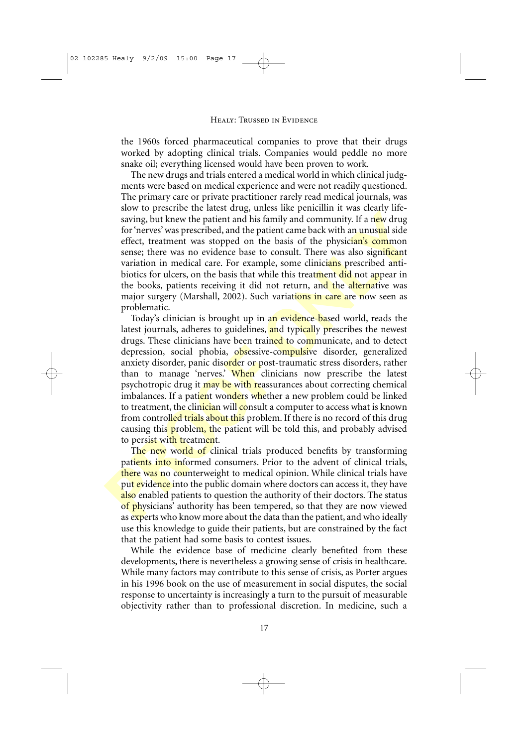the 1960s forced pharmaceutical companies to prove that their drugs worked by adopting clinical trials. Companies would peddle no more snake oil; everything licensed would have been proven to work.

The new drugs and trials entered a medical world in which clinical judgments were based on medical experience and were not readily questioned. The primary care or private practitioner rarely read medical journals, was slow to prescribe the latest drug, unless like penicillin it was clearly life-saving, but knew the patient and his family and community. If a new drug for 'nerves' was prescribed, and the patient came back with an unusual side effect, treatment was stopped on the basis of the physician's common sense; there was no evidence base to consult. There was also significant variation in medical care. For example, some clinicians prescribed antibiotics for ulcers, on the basis that while this treatment did not appear in the books, patients receiving it did not return, and the alternative was major surgery (Marshall, 2002). Such variations in care are now seen as problematic.

Today's clinician is brought up in an evidence-based world, reads the latest journals, adheres to guidelines, and typically prescribes the newest drugs. These clinicians have been trained to communicate, and to detect depression, social phobia, obsessive-compulsive disorder, generalized anxiety disorder, panic disorder or post-traumatic stress disorders, rather than to manage 'nerves.' When clinicians now prescribe the latest psychotropic drug it may be with reassurances about correcting chemical imbalances. If a patient wonders whether a new problem could be linked to treatment, the clinician will consult a computer to access what is known from controlled trials about this problem. If there is no record of this drug causing this problem, the patient will be told this, and probably advised to persist with treatment.

The new world of clinical trials produced benefits by transforming patients into informed consumers. Prior to the advent of clinical trials, there was no counterweight to medical opinion. While clinical trials have put evidence into the public domain where doctors can access it, they have also enabled patients to question the authority of their doctors. The status of physicians' authority has been tempered, so that they are now viewed as experts who know more about the data than the patient, and who ideally use this knowledge to guide their patients, but are constrained by the fact that the patient had some basis to contest issues.

While the evidence base of medicine clearly benefited from these developments, there is nevertheless a growing sense of crisis in healthcare. While many factors may contribute to this sense of crisis, as Porter argues in his 1996 book on the use of measurement in social disputes, the social response to uncertainty is increasingly a turn to the pursuit of measurable objectivity rather than to professional discretion. In medicine, such a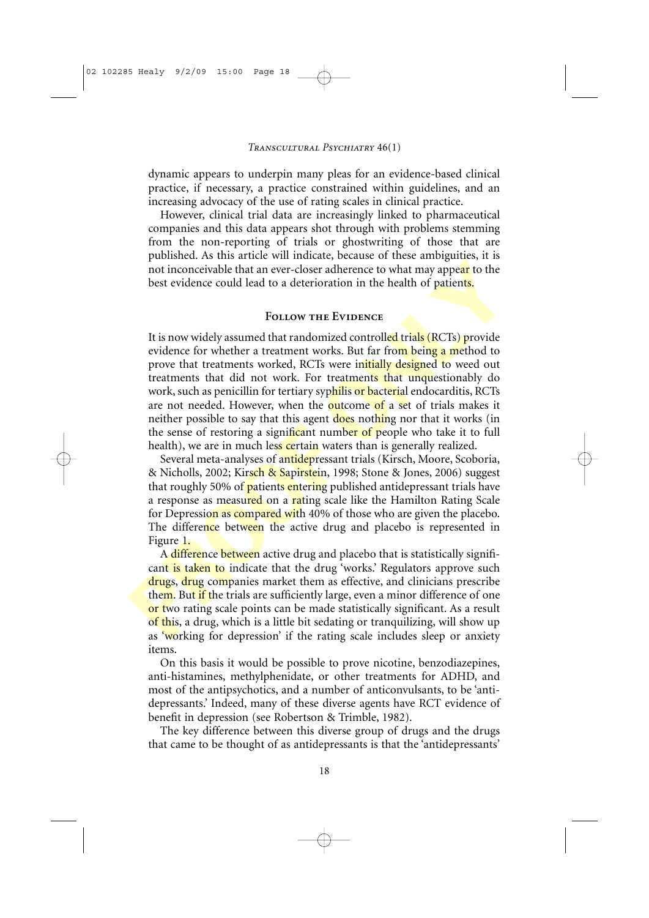dynamic appears to underpin many pleas for an evidence-based clinical practice, if necessary, a practice constrained within guidelines, and an increasing advocacy of the use of rating scales in clinical practice.

However, clinical trial data are increasingly linked to pharmaceutical companies and this data appears shot through with problems stemming from the non-reporting of trials or ghostwriting of those that are published. As this article will indicate, because of these ambiguities, it is not inconceivable that an ever-closer adherence to what may appear to the best evidence could lead to a deterioration in the health of patients.

## Follow the Evidence

It is now widely assumed that randomized controlled trials (RCTs) provide evidence for whether a treatment works. But far from being a method to prove that treatments worked, RCTs were initially designed to weed out treatments that did not work. For treatments that unquestionably do work, such as penicillin for tertiary syphilis or bacterial endocarditis, RCTs are not needed. However, when the outcome of a set of trials makes it neither possible to say that this agent does nothing nor that it works (in the sense of restoring a significant number of people who take it to full health), we are in much less certain waters than is generally realized.

Several meta-analyses of antidepressant trials (Kirsch, Moore, Scoboria, & Nicholls, 2002; Kirsch & Sapirstein, 1998; Stone & Jones, 2006) suggest that roughly 50% of patients entering published antidepressant trials have a response as measured on a rating scale like the Hamilton Rating Scale for Depression as compared with 40% of those who are given the placebo. The difference between the active drug and placebo is represented in Figure 1.

A difference between active drug and placebo that is statistically significant is taken to indicate that the drug 'works.' Regulators approve such drugs, drug companies market them as effective, and clinicians prescribe them. But if the trials are sufficiently large, even a minor difference of one or two rating scale points can be made statistically significant. As a result of this, a drug, which is a little bit sedating or tranquilizing, will show up as 'working for depression' if the rating scale includes sleep or anxiety items.

On this basis it would be possible to prove nicotine, benzodiazepines, anti-histamines, methylphenidate, or other treatments for ADHD, and most of the antipsychotics, and a number of anticonvulsants, to be 'antidepressants.' Indeed, many of these diverse agents have RCT evidence of benefit in depression (see Robertson & Trimble, 1982).

The key difference between this diverse group of drugs and the drugs that came to be thought of as antidepressants is that the 'antidepressants'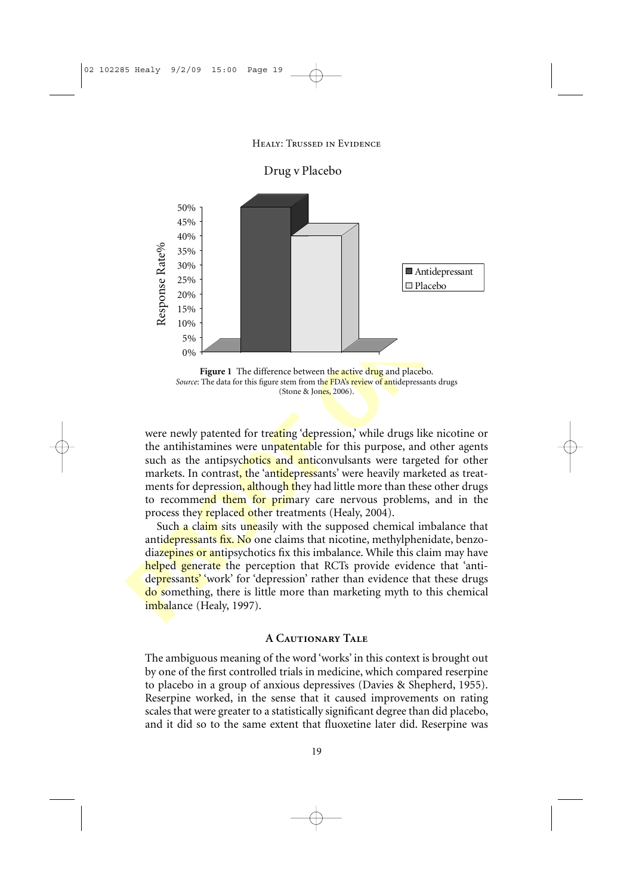Drug v Placebo

Response Rate%

50%
45%
40%
35%
30%
25%
20%
15%
10%
5%
0%

Antidepressant
Placebo

**Figure 1** The difference between the active drug and placebo.
*Source*: The data for this figure stem from the FDA's review of antidepressants drugs (Stone & Jones, 2006).

were newly patented for treating 'depression,' while drugs like nicotine or the antihistamines were unpatentable for this purpose, and other agents such as the antipsychotics and anticonvulsants were targeted for other markets. In contrast, the 'antidepressants' were heavily marketed as treatments for depression, although they had little more than these other drugs to recommend them for primary care nervous problems, and in the process they replaced other treatments (Healy, 2004).

Such a claim sits uneasily with the supposed chemical imbalance that antidepressants fix. No one claims that nicotine, methylphenidate, benzodiazepines or antipsychotics fix this imbalance. While this claim may have helped generate the perception that RCTs provide evidence that 'antidepressants' 'work' for 'depression' rather than evidence that these drugs do something, there is little more than marketing myth to this chemical imbalance (Healy, 1997).

## A Cautionary Tale

The ambiguous meaning of the word 'works' in this context is brought out by one of the first controlled trials in medicine, which compared reserpine to placebo in a group of anxious depressives (Davies & Shepherd, 1955). Reserpine worked, in the sense that it caused improvements on rating scales that were greater to a statistically significant degree than did placebo, and it did so to the same extent that fluoxetine later did. Reserpine was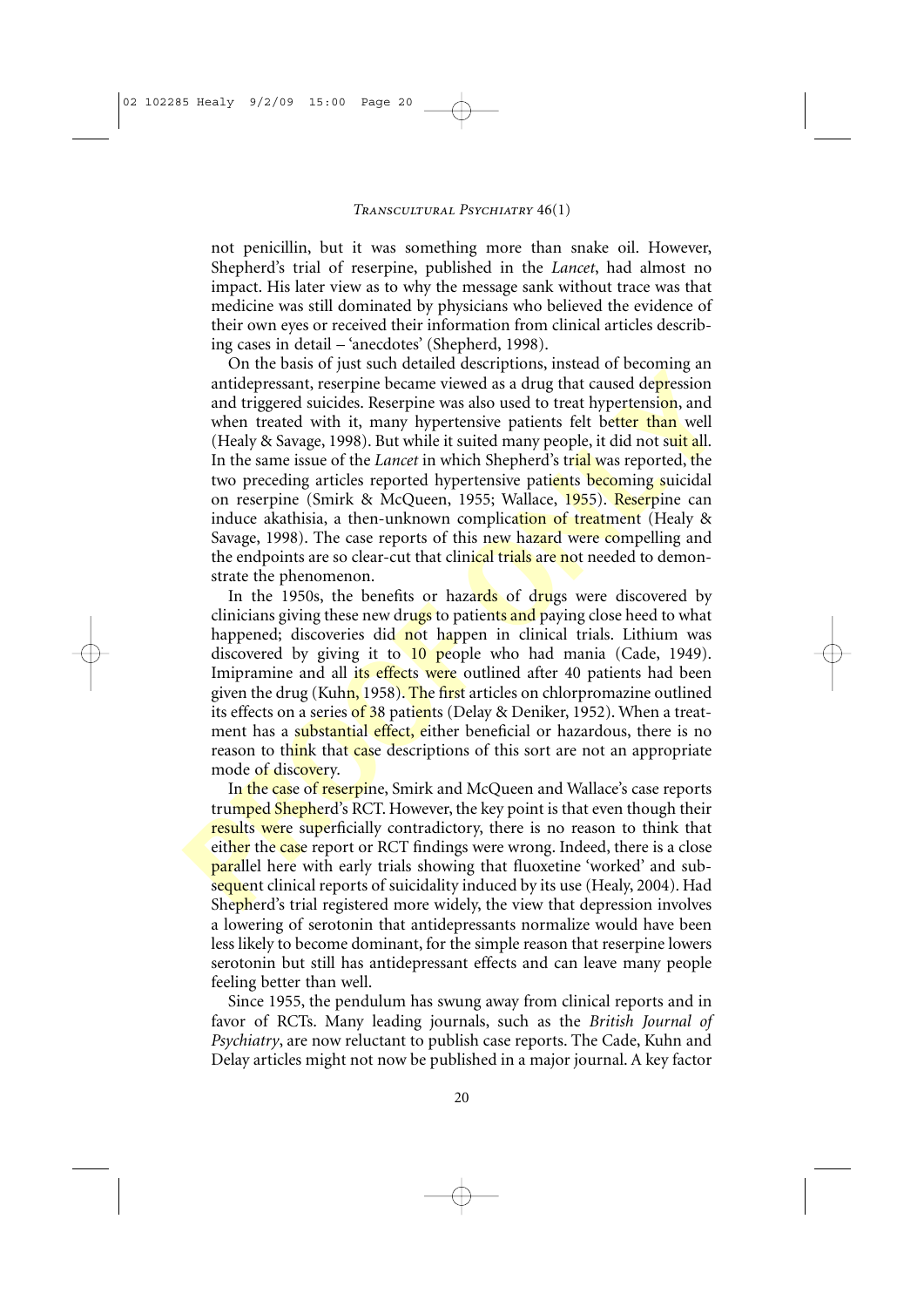not penicillin, but it was something more than snake oil. However, Shepherd's trial of reserpine, published in the *Lancet*, had almost no impact. His later view as to why the message sank without trace was that medicine was still dominated by physicians who believed the evidence of their own eyes or received their information from clinical articles describing cases in detail – 'anecdotes' (Shepherd, 1998).

On the basis of just such detailed descriptions, instead of becoming an antidepressant, reserpine became viewed as a drug that caused depression and triggered suicides. Reserpine was also used to treat hypertension, and when treated with it, many hypertensive patients felt better than well (Healy & Savage, 1998). But while it suited many people, it did not suit all. In the same issue of the *Lancet* in which Shepherd's trial was reported, the two preceding articles reported hypertensive patients becoming suicidal on reserpine (Smirk & McQueen, 1955; Wallace, 1955). Reserpine can induce akathisia, a then-unknown complication of treatment (Healy & Savage, 1998). The case reports of this new hazard were compelling and the endpoints are so clear-cut that clinical trials are not needed to demonstrate the phenomenon.

In the 1950s, the benefits or hazards of drugs were discovered by clinicians giving these new drugs to patients and paying close heed to what happened; discoveries did not happen in clinical trials. Lithium was discovered by giving it to 10 people who had mania (Cade, 1949). Imipramine and all its effects were outlined after 40 patients had been given the drug (Kuhn, 1958). The first articles on chlorpromazine outlined its effects on a series of 38 patients (Delay & Deniker, 1952). When a treatment has a substantial effect, either beneficial or hazardous, there is no reason to think that case descriptions of this sort are not an appropriate mode of discovery.

In the case of reserpine, Smirk and McQueen and Wallace's case reports trumped Shepherd's RCT. However, the key point is that even though their results were superficially contradictory, there is no reason to think that either the case report or RCT findings were wrong. Indeed, there is a close parallel here with early trials showing that fluoxetine 'worked' and subsequent clinical reports of suicidality induced by its use (Healy, 2004). Had Shepherd's trial registered more widely, the view that depression involves a lowering of serotonin that antidepressants normalize would have been less likely to become dominant, for the simple reason that reserpine lowers serotonin but still has antidepressant effects and can leave many people feeling better than well.

Since 1955, the pendulum has swung away from clinical reports and in favor of RCTs. Many leading journals, such as the *British Journal of Psychiatry*, are now reluctant to publish case reports. The Cade, Kuhn and Delay articles might not now be published in a major journal. A key factor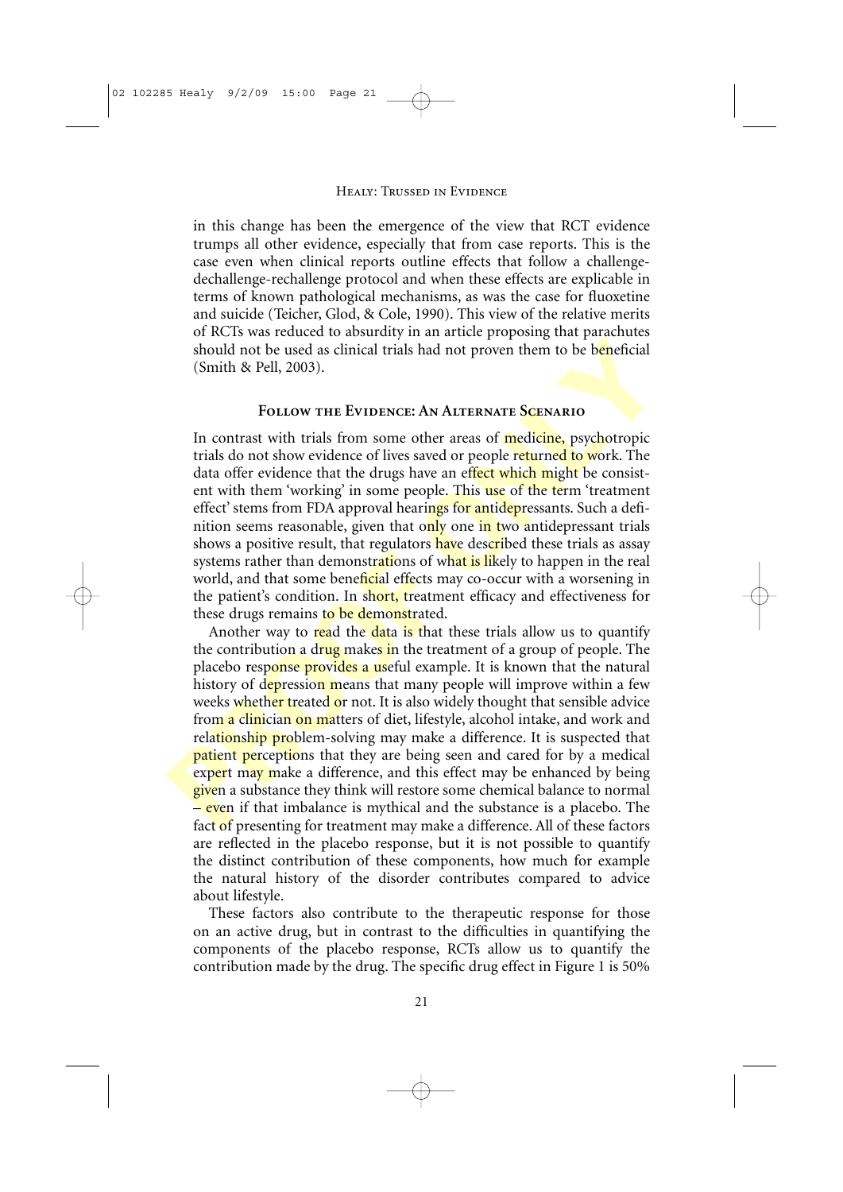in this change has been the emergence of the view that RCT evidence trumps all other evidence, especially that from case reports. This is the case even when clinical reports outline effects that follow a challenge-dechallenge-rechallenge protocol and when these effects are explicable in terms of known pathological mechanisms, as was the case for fluoxetine and suicide (Teicher, Glod, & Cole, 1990). This view of the relative merits of RCTs was reduced to absurdity in an article proposing that parachutes should not be used as clinical trials had not proven them to be beneficial (Smith & Pell, 2003).

## Follow the Evidence: An Alternate Scenario

In contrast with trials from some other areas of medicine, psychotropic trials do not show evidence of lives saved or people returned to work. The data offer evidence that the drugs have an effect which might be consistent with them 'working' in some people. This use of the term 'treatment effect' stems from FDA approval hearings for antidepressants. Such a definition seems reasonable, given that only one in two antidepressant trials shows a positive result, that regulators have described these trials as assay systems rather than demonstrations of what is likely to happen in the real world, and that some beneficial effects may co-occur with a worsening in the patient's condition. In short, treatment efficacy and effectiveness for these drugs remains to be demonstrated.

Another way to read the data is that these trials allow us to quantify the contribution a drug makes in the treatment of a group of people. The placebo response provides a useful example. It is known that the natural history of depression means that many people will improve within a few weeks whether treated or not. It is also widely thought that sensible advice from a clinician on matters of diet, lifestyle, alcohol intake, and work and relationship problem-solving may make a difference. It is suspected that patient perceptions that they are being seen and cared for by a medical expert may make a difference, and this effect may be enhanced by being given a substance they think will restore some chemical balance to normal – even if that imbalance is mythical and the substance is a placebo. The fact of presenting for treatment may make a difference. All of these factors are reflected in the placebo response, but it is not possible to quantify the distinct contribution of these components, how much for example the natural history of the disorder contributes compared to advice about lifestyle.

These factors also contribute to the therapeutic response for those on an active drug, but in contrast to the difficulties in quantifying the components of the placebo response, RCTs allow us to quantify the contribution made by the drug. The specific drug effect in Figure 1 is 50%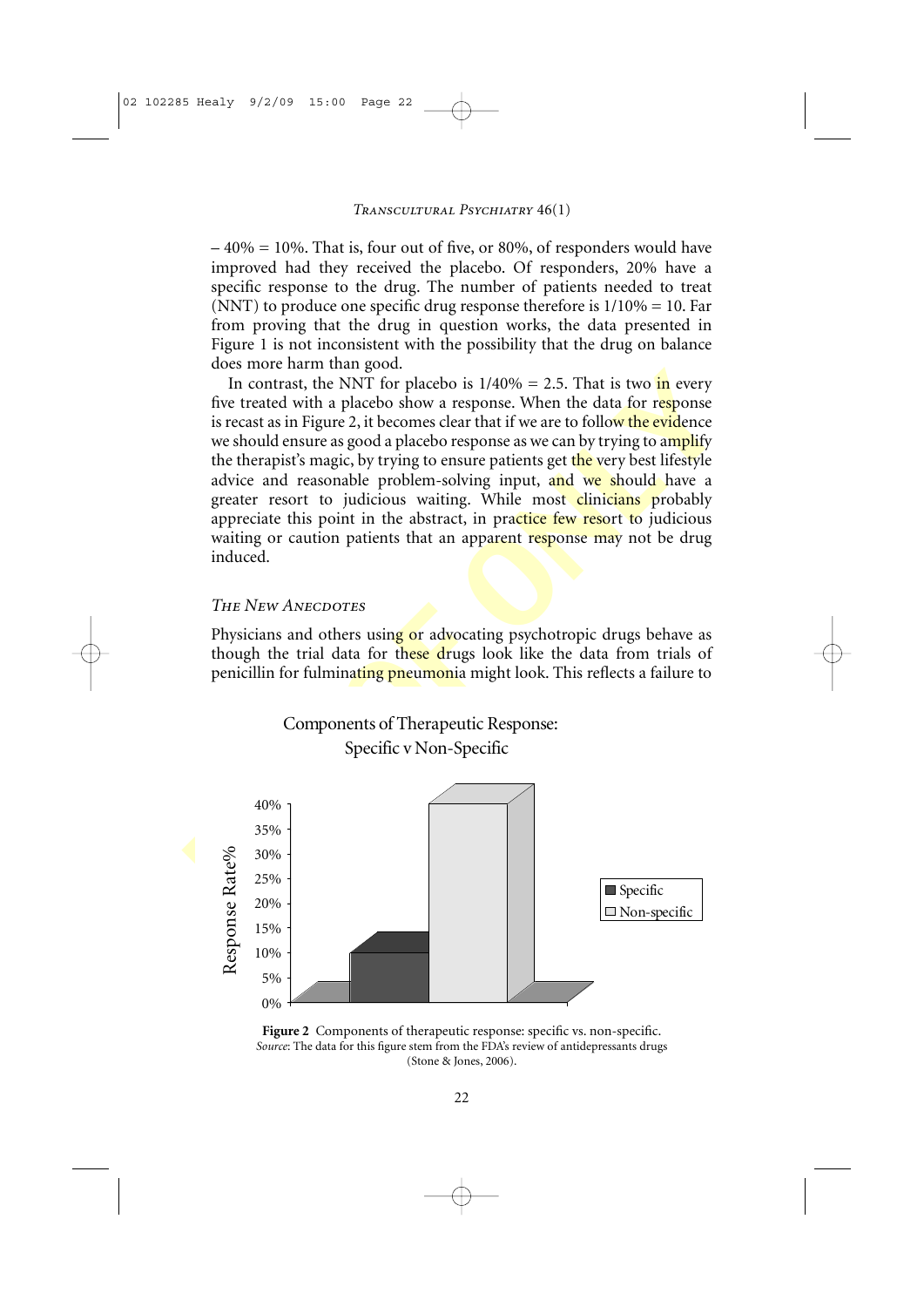– 40% = 10%. That is, four out of five, or 80%, of responders would have improved had they received the placebo. Of responders, 20% have a specific response to the drug. The number of patients needed to treat (NNT) to produce one specific drug response therefore is 1/10% = 10. Far from proving that the drug in question works, the data presented in Figure 1 is not inconsistent with the possibility that the drug on balance does more harm than good.

In contrast, the NNT for placebo is 1/40% = 2.5. That is two in every five treated with a placebo show a response. When the data for response is recast as in Figure 2, it becomes clear that if we are to follow the evidence we should ensure as good a placebo response as we can by trying to amplify the therapist's magic, by trying to ensure patients get the very best lifestyle advice and reasonable problem-solving input, and we should have a greater resort to judicious waiting. While most clinicians probably appreciate this point in the abstract, in practice few resort to judicious waiting or caution patients that an apparent response may not be drug induced.

### *The New Anecdotes*

Physicians and others using or advocating psychotropic drugs behave as though the trial data for these drugs look like the data from trials of penicillin for fulminating pneumonia might look. This reflects a failure to

Components of Therapeutic Response:
Specific v Non-Specific

Response Rate%

40%
35%
30%
25%
20%
15%
10%
5%
0%

Specific
Non-specific

**Figure 2** Components of therapeutic response: specific vs. non-specific.
*Source*: The data for this figure stem from the FDA's review of antidepressants drugs (Stone & Jones, 2006).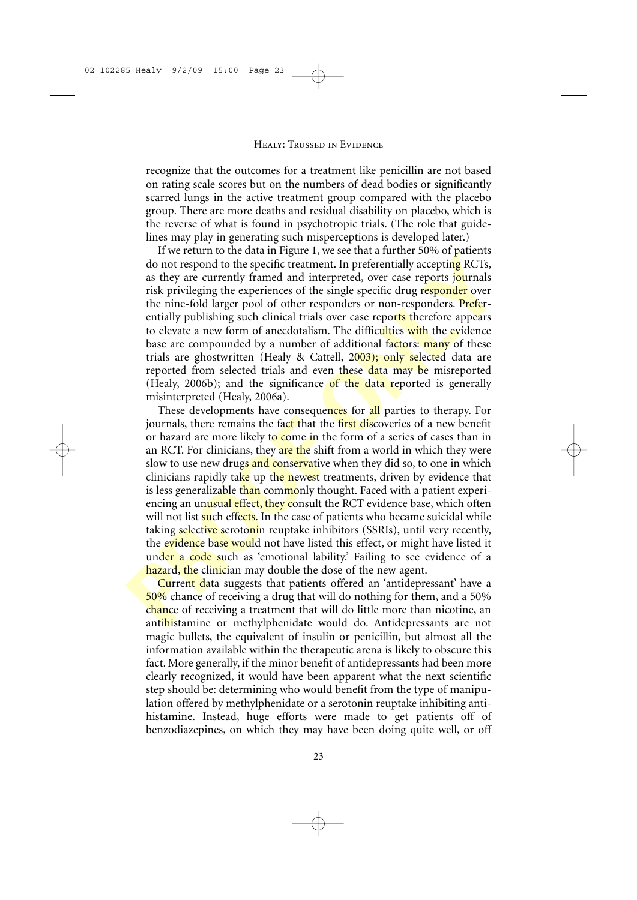recognize that the outcomes for a treatment like penicillin are not based on rating scale scores but on the numbers of dead bodies or significantly scarred lungs in the active treatment group compared with the placebo group. There are more deaths and residual disability on placebo, which is the reverse of what is found in psychotropic trials. (The role that guidelines may play in generating such misperceptions is developed later.)

If we return to the data in Figure 1, we see that a further 50% of patients do not respond to the specific treatment. In preferentially accepting RCTs, as they are currently framed and interpreted, over case reports journals risk privileging the experiences of the single specific drug responder over the nine-fold larger pool of other responders or non-responders. Preferentially publishing such clinical trials over case reports therefore appears to elevate a new form of anecdotalism. The difficulties with the evidence base are compounded by a number of additional factors: many of these trials are ghostwritten (Healy & Cattell, 2003); only selected data are reported from selected trials and even these data may be misreported (Healy, 2006b); and the significance of the data reported is generally misinterpreted (Healy, 2006a).

These developments have consequences for all parties to therapy. For journals, there remains the fact that the first discoveries of a new benefit or hazard are more likely to come in the form of a series of cases than in an RCT. For clinicians, they are the shift from a world in which they were slow to use new drugs and conservative when they did so, to one in which clinicians rapidly take up the newest treatments, driven by evidence that is less generalizable than commonly thought. Faced with a patient experiencing an unusual effect, they consult the RCT evidence base, which often will not list such effects. In the case of patients who became suicidal while taking selective serotonin reuptake inhibitors (SSRIs), until very recently, the evidence base would not have listed this effect, or might have listed it under a code such as 'emotional lability.' Failing to see evidence of a hazard, the clinician may double the dose of the new agent.

Current data suggests that patients offered an 'antidepressant' have a 50% chance of receiving a drug that will do nothing for them, and a 50% chance of receiving a treatment that will do little more than nicotine, an antihistamine or methylphenidate would do. Antidepressants are not magic bullets, the equivalent of insulin or penicillin, but almost all the information available within the therapeutic arena is likely to obscure this fact. More generally, if the minor benefit of antidepressants had been more clearly recognized, it would have been apparent what the next scientific step should be: determining who would benefit from the type of manipulation offered by methylphenidate or a serotonin reuptake inhibiting antihistamine. Instead, huge efforts were made to get patients off of benzodiazepines, on which they may have been doing quite well, or off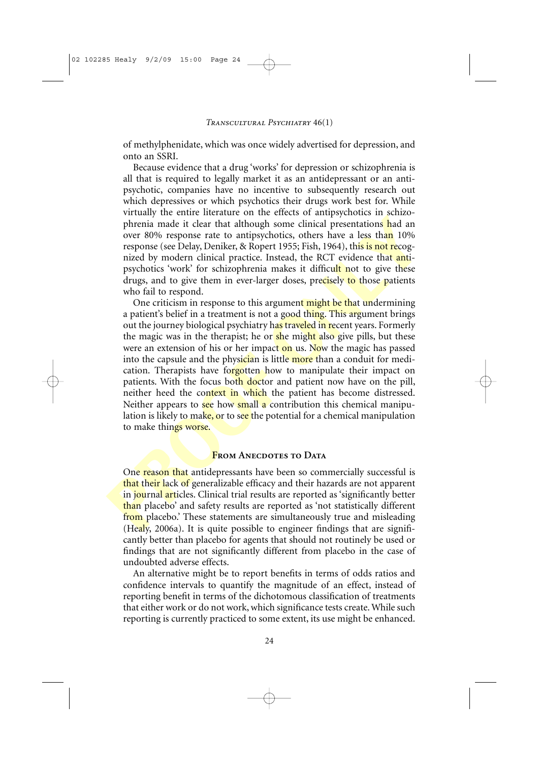of methylphenidate, which was once widely advertised for depression, and onto an SSRI.

Because evidence that a drug 'works' for depression or schizophrenia is all that is required to legally market it as an antidepressant or an antipsychotic, companies have no incentive to subsequently research out which depressives or which psychotics their drugs work best for. While virtually the entire literature on the effects of antipsychotics in schizophrenia made it clear that although some clinical presentations had an over 80% response rate to antipsychotics, others have a less than 10% response (see Delay, Deniker, & Ropert 1955; Fish, 1964), this is not recognized by modern clinical practice. Instead, the RCT evidence that antipsychotics 'work' for schizophrenia makes it difficult not to give these drugs, and to give them in ever-larger doses, precisely to those patients who fail to respond.

One criticism in response to this argument might be that undermining a patient's belief in a treatment is not a good thing. This argument brings out the journey biological psychiatry has traveled in recent years. Formerly the magic was in the therapist; he or she might also give pills, but these were an extension of his or her impact on us. Now the magic has passed into the capsule and the physician is little more than a conduit for medication. Therapists have forgotten how to manipulate their impact on patients. With the focus both doctor and patient now have on the pill, neither heed the context in which the patient has become distressed. Neither appears to see how small a contribution this chemical manipulation is likely to make, or to see the potential for a chemical manipulation to make things worse.

## From Anecdotes to Data

One reason that antidepressants have been so commercially successful is that their lack of generalizable efficacy and their hazards are not apparent in journal articles. Clinical trial results are reported as 'significantly better than placebo' and safety results are reported as 'not statistically different from placebo.' These statements are simultaneously true and misleading (Healy, 2006a). It is quite possible to engineer findings that are significantly better than placebo for agents that should not routinely be used or findings that are not significantly different from placebo in the case of undoubted adverse effects.

An alternative might be to report benefits in terms of odds ratios and confidence intervals to quantify the magnitude of an effect, instead of reporting benefit in terms of the dichotomous classification of treatments that either work or do not work, which significance tests create. While such reporting is currently practiced to some extent, its use might be enhanced.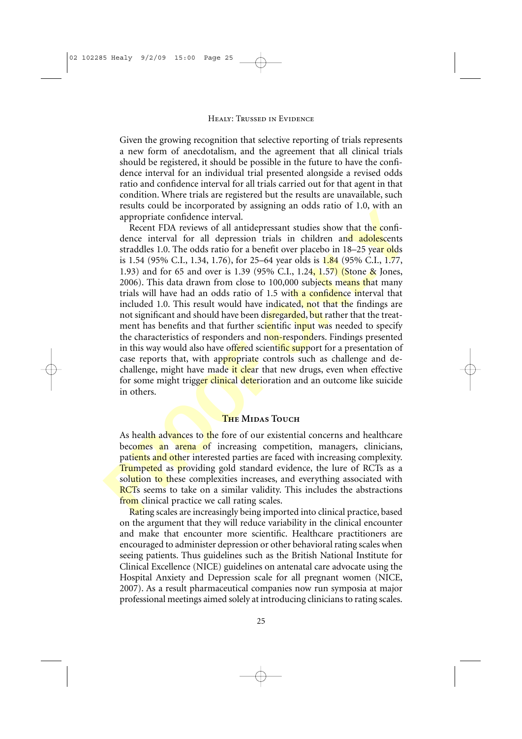Given the growing recognition that selective reporting of trials represents a new form of anecdotalism, and the agreement that all clinical trials should be registered, it should be possible in the future to have the confidence interval for an individual trial presented alongside a revised odds ratio and confidence interval for all trials carried out for that agent in that condition. Where trials are registered but the results are unavailable, such results could be incorporated by assigning an odds ratio of 1.0, with an appropriate confidence interval.

Recent FDA reviews of all antidepressant studies show that the confidence interval for all depression trials in children and adolescents straddles 1.0. The odds ratio for a benefit over placebo in 18–25 year olds is 1.54 (95% C.I., 1.34, 1.76), for 25–64 year olds is 1.84 (95% C.I., 1.77, 1.93) and for 65 and over is 1.39 (95% C.I., 1.24, 1.57) (Stone & Jones, 2006). This data drawn from close to 100,000 subjects means that many trials will have had an odds ratio of 1.5 with a confidence interval that included 1.0. This result would have indicated, not that the findings are not significant and should have been disregarded, but rather that the treatment has benefits and that further scientific input was needed to specify the characteristics of responders and non-responders. Findings presented in this way would also have offered scientific support for a presentation of case reports that, with appropriate controls such as challenge and dechallenge, might have made it clear that new drugs, even when effective for some might trigger clinical deterioration and an outcome like suicide in others.

## The Midas Touch

As health advances to the fore of our existential concerns and healthcare becomes an arena of increasing competition, managers, clinicians, patients and other interested parties are faced with increasing complexity. Trumpeted as providing gold standard evidence, the lure of RCTs as a solution to these complexities increases, and everything associated with RCTs seems to take on a similar validity. This includes the abstractions from clinical practice we call rating scales.

Rating scales are increasingly being imported into clinical practice, based on the argument that they will reduce variability in the clinical encounter and make that encounter more scientific. Healthcare practitioners are encouraged to administer depression or other behavioral rating scales when seeing patients. Thus guidelines such as the British National Institute for Clinical Excellence (NICE) guidelines on antenatal care advocate using the Hospital Anxiety and Depression scale for all pregnant women (NICE, 2007). As a result pharmaceutical companies now run symposia at major professional meetings aimed solely at introducing clinicians to rating scales.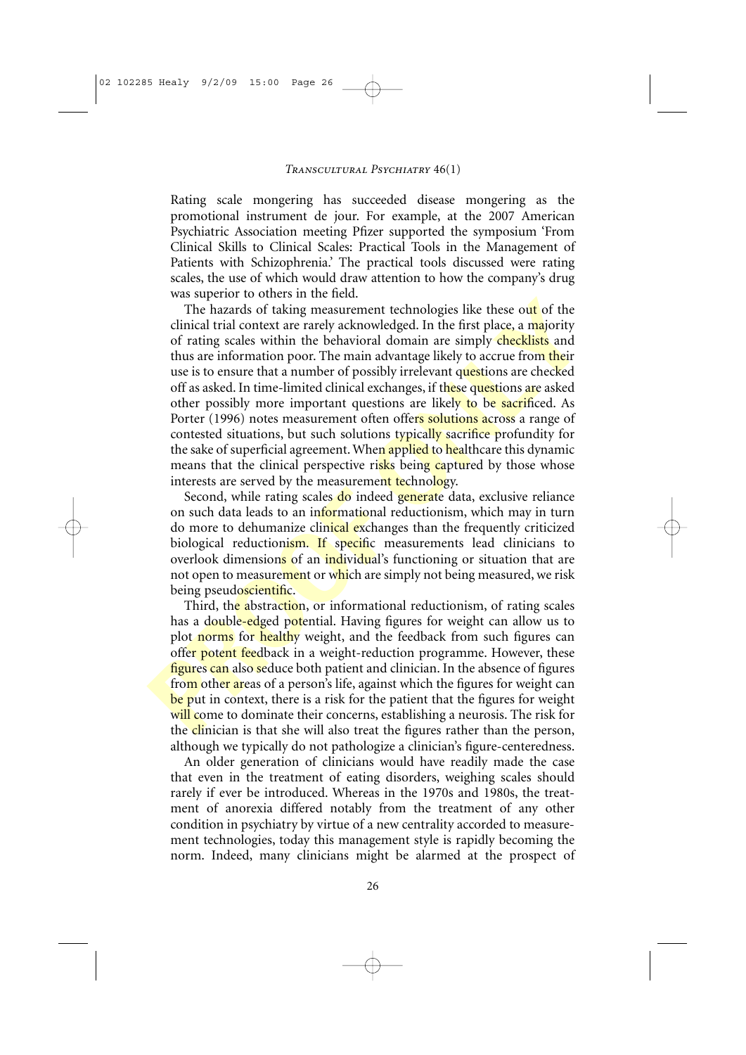Rating scale mongering has succeeded disease mongering as the promotional instrument de jour. For example, at the 2007 American Psychiatric Association meeting Pfizer supported the symposium 'From Clinical Skills to Clinical Scales: Practical Tools in the Management of Patients with Schizophrenia.' The practical tools discussed were rating scales, the use of which would draw attention to how the company's drug was superior to others in the field.

The hazards of taking measurement technologies like these out of the clinical trial context are rarely acknowledged. In the first place, a majority of rating scales within the behavioral domain are simply checklists and thus are information poor. The main advantage likely to accrue from their use is to ensure that a number of possibly irrelevant questions are checked off as asked. In time-limited clinical exchanges, if these questions are asked other possibly more important questions are likely to be sacrificed. As Porter (1996) notes measurement often offers solutions across a range of contested situations, but such solutions typically sacrifice profundity for the sake of superficial agreement. When applied to healthcare this dynamic means that the clinical perspective risks being captured by those whose interests are served by the measurement technology.

Second, while rating scales do indeed generate data, exclusive reliance on such data leads to an informational reductionism, which may in turn do more to dehumanize clinical exchanges than the frequently criticized biological reductionism. If specific measurements lead clinicians to overlook dimensions of an individual's functioning or situation that are not open to measurement or which are simply not being measured, we risk being pseudoscientific.

Third, the abstraction, or informational reductionism, of rating scales has a double-edged potential. Having figures for weight can allow us to plot norms for healthy weight, and the feedback from such figures can offer potent feedback in a weight-reduction programme. However, these figures can also seduce both patient and clinician. In the absence of figures from other areas of a person's life, against which the figures for weight can be put in context, there is a risk for the patient that the figures for weight will come to dominate their concerns, establishing a neurosis. The risk for the clinician is that she will also treat the figures rather than the person, although we typically do not pathologize a clinician's figure-centeredness.

An older generation of clinicians would have readily made the case that even in the treatment of eating disorders, weighing scales should rarely if ever be introduced. Whereas in the 1970s and 1980s, the treatment of anorexia differed notably from the treatment of any other condition in psychiatry by virtue of a new centrality accorded to measurement technologies, today this management style is rapidly becoming the norm. Indeed, many clinicians might be alarmed at the prospect of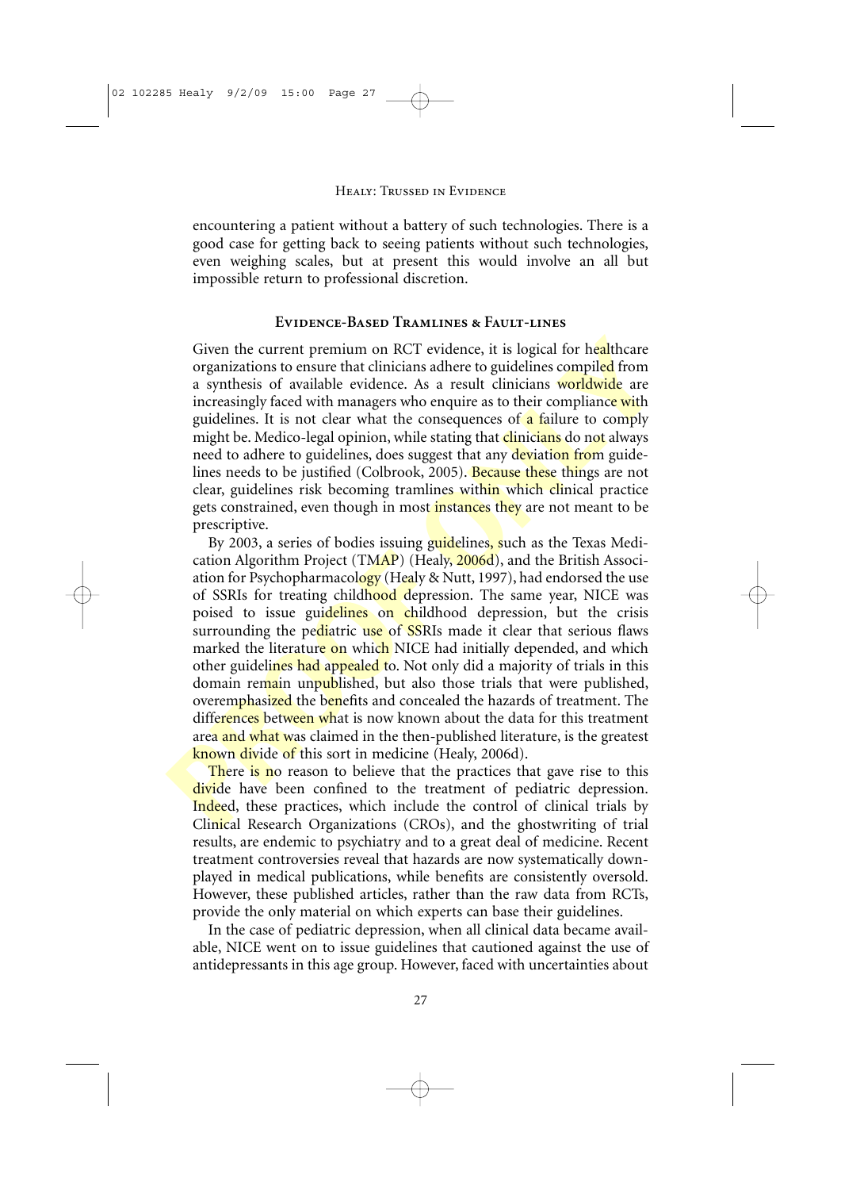encountering a patient without a battery of such technologies. There is a good case for getting back to seeing patients without such technologies, even weighing scales, but at present this would involve an all but impossible return to professional discretion.

### Evidence-Based Tramlines & Fault-lines

Given the current premium on RCT evidence, it is logical for healthcare organizations to ensure that clinicians adhere to guidelines compiled from a synthesis of available evidence. As a result clinicians worldwide are increasingly faced with managers who enquire as to their compliance with guidelines. It is not clear what the consequences of a failure to comply might be. Medico-legal opinion, while stating that clinicians do not always need to adhere to guidelines, does suggest that any deviation from guidelines needs to be justified (Colbrook, 2005). Because these things are not clear, guidelines risk becoming tramlines within which clinical practice gets constrained, even though in most instances they are not meant to be prescriptive.

By 2003, a series of bodies issuing guidelines, such as the Texas Medication Algorithm Project (TMAP) (Healy, 2006d), and the British Association for Psychopharmacology (Healy & Nutt, 1997), had endorsed the use of SSRIs for treating childhood depression. The same year, NICE was poised to issue guidelines on childhood depression, but the crisis surrounding the pediatric use of SSRIs made it clear that serious flaws marked the literature on which NICE had initially depended, and which other guidelines had appealed to. Not only did a majority of trials in this domain remain unpublished, but also those trials that were published, overemphasized the benefits and concealed the hazards of treatment. The differences between what is now known about the data for this treatment area and what was claimed in the then-published literature, is the greatest known divide of this sort in medicine (Healy, 2006d).

There is no reason to believe that the practices that gave rise to this divide have been confined to the treatment of pediatric depression. Indeed, these practices, which include the control of clinical trials by Clinical Research Organizations (CROs), and the ghostwriting of trial results, are endemic to psychiatry and to a great deal of medicine. Recent treatment controversies reveal that hazards are now systematically downplayed in medical publications, while benefits are consistently oversold. However, these published articles, rather than the raw data from RCTs, provide the only material on which experts can base their guidelines.

In the case of pediatric depression, when all clinical data became available, NICE went on to issue guidelines that cautioned against the use of antidepressants in this age group. However, faced with uncertainties about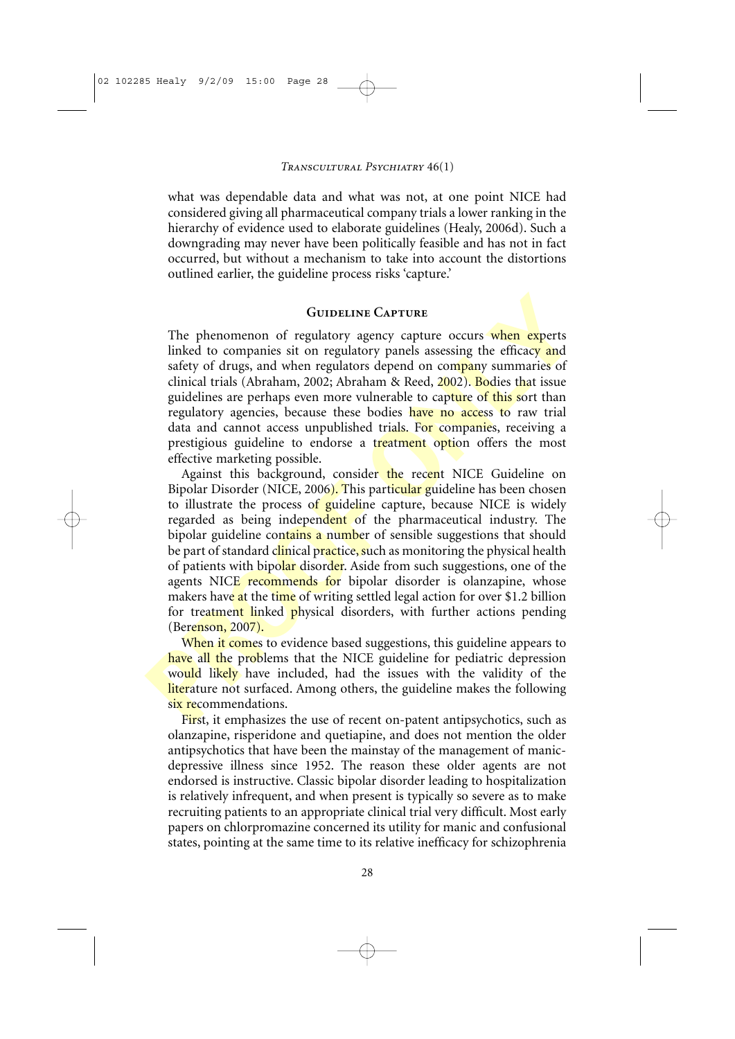what was dependable data and what was not, at one point NICE had considered giving all pharmaceutical company trials a lower ranking in the hierarchy of evidence used to elaborate guidelines (Healy, 2006d). Such a downgrading may never have been politically feasible and has not in fact occurred, but without a mechanism to take into account the distortions outlined earlier, the guideline process risks 'capture.'

## Guideline Capture

The phenomenon of regulatory capture occurs when experts linked to companies sit on regulatory panels assessing the efficacy and safety of drugs, and when regulators depend on company summaries of clinical trials (Abraham, 2002; Abraham & Reed, 2002). Bodies that issue guidelines are perhaps even more vulnerable to capture of this sort than regulatory agencies, because these bodies have no access to raw trial data and cannot access unpublished trials. For companies, receiving a prestigious guideline to endorse a treatment option offers the most effective marketing possible.

Against this background, consider the recent NICE Guideline on Bipolar Disorder (NICE, 2006). This particular guideline has been chosen to illustrate the process of guideline capture, because NICE is widely regarded as being independent of the pharmaceutical industry. The bipolar guideline contains a number of sensible suggestions that should be part of standard clinical practice, such as monitoring the physical health of patients with bipolar disorder. Aside from such suggestions, one of the agents NICE recommends for bipolar disorder is olanzapine, whose makers have at the time of writing settled legal action for over $1.2 billion for treatment linked physical disorders, with further actions pending (Berenson, 2007).

When it comes to evidence based suggestions, this guideline appears to have all the problems that the NICE guideline for pediatric depression would likely have included, had the issues with the validity of the literature not surfaced. Among others, the guideline makes the following six recommendations.

First, it emphasizes the use of recent on-patent antipsychotics, such as olanzapine, risperidone and quetiapine, and does not mention the older antipsychotics that have been the mainstay of the management of manic-depressive illness since 1952. The reason these older agents are not endorsed is instructive. Classic bipolar disorder leading to hospitalization is relatively infrequent, and when present is typically so severe as to make recruiting patients to an appropriate clinical trial very difficult. Most early papers on chlorpromazine concerned its utility for manic and confusional states, pointing at the same time to its relative inefficacy for schizophrenia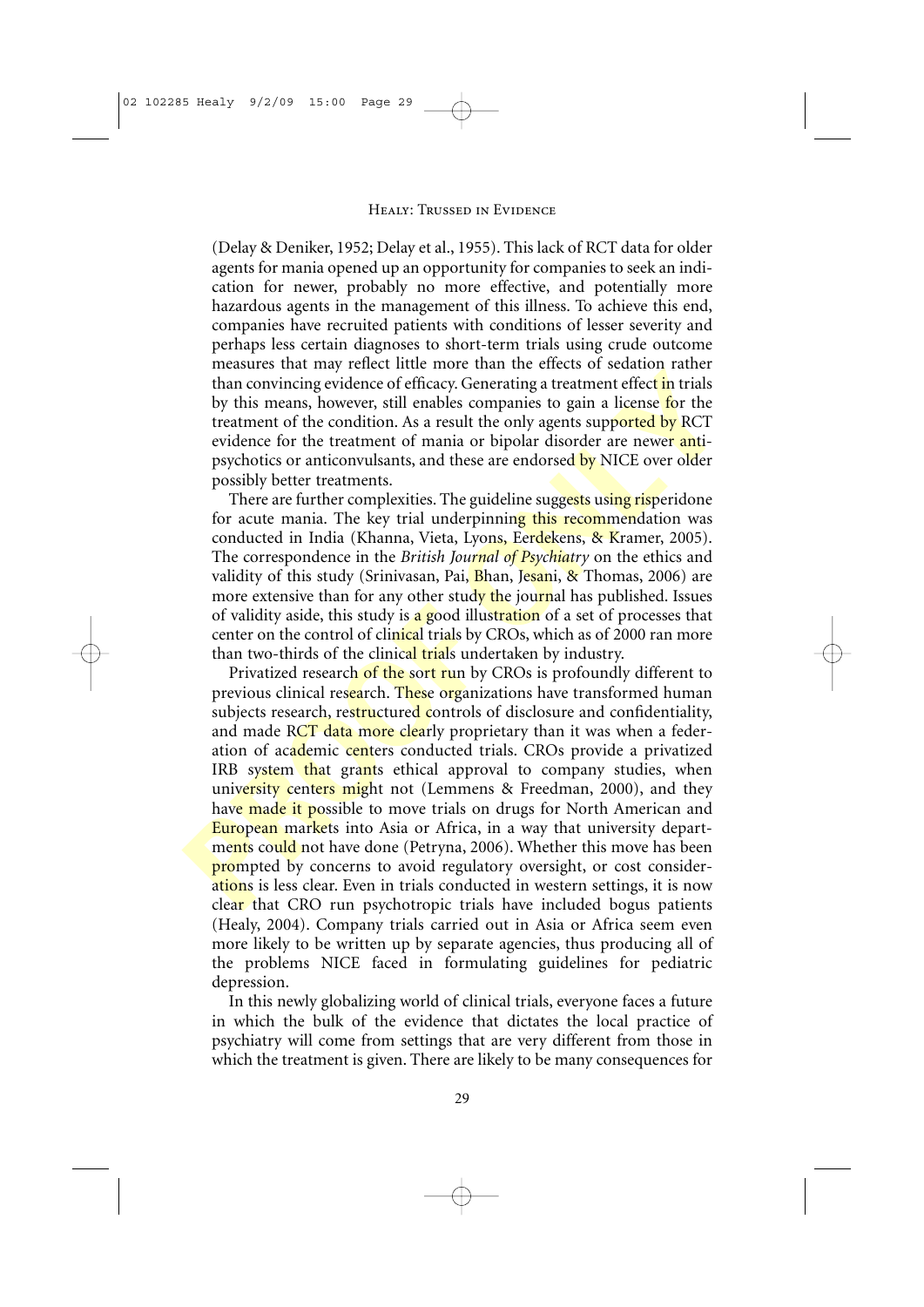(Delay & Deniker, 1952; Delay et al., 1955). This lack of RCT data for older agents for mania opened up an opportunity for companies to seek an indication for newer, probably no more effective, and potentially more hazardous agents in the management of this illness. To achieve this end, companies have recruited patients with conditions of lesser severity and perhaps less certain diagnoses to short-term trials using crude outcome measures that may reflect little more than the effects of sedation rather than convincing evidence of efficacy. Generating a treatment effect in trials by this means, however, still enables companies to gain a license for the treatment of the condition. As a result the only agents supported by RCT evidence for the treatment of mania or bipolar disorder are newer antipsychotics or anticonvulsants, and these are endorsed by NICE over older possibly better treatments.

There are further complexities. The guideline suggests using risperidone for acute mania. The key trial underpinning this recommendation was conducted in India (Khanna, Vieta, Lyons, Eerdekens, & Kramer, 2005). The correspondence in the *British Journal of Psychiatry* on the ethics and validity of this study (Srinivasan, Pai, Bhan, Jesani, & Thomas, 2006) are more extensive than for any other study the journal has published. Issues of validity aside, this study is a good illustration of a set of processes that center on the control of clinical trials by CROs, which as of 2000 ran more than two-thirds of the clinical trials undertaken by industry.

Privatized research of the sort run by CROs is profoundly different to previous clinical research. These organizations have transformed human subjects research, restructured controls of disclosure and confidentiality, and made RCT data more clearly proprietary than it was when a federation of academic centers conducted trials. CROs provide a privatized IRB system that grants ethical approval to company studies, when university centers might not (Lemmens & Freedman, 2000), and they have made it possible to move trials on drugs for North American and European markets into Asia or Africa, in a way that university departments could not have done (Petryna, 2006). Whether this move has been prompted by concerns to avoid regulatory oversight, or cost considerations is less clear. Even in trials conducted in western settings, it is now clear that CRO run psychotropic trials have included bogus patients (Healy, 2004). Company trials carried out in Asia or Africa seem even more likely to be written up by separate agencies, thus producing all of the problems NICE faced in formulating guidelines for pediatric depression.

In this newly globalizing world of clinical trials, everyone faces a future in which the bulk of the evidence that dictates the local practice of psychiatry will come from settings that are very different from those in which the treatment is given. There are likely to be many consequences for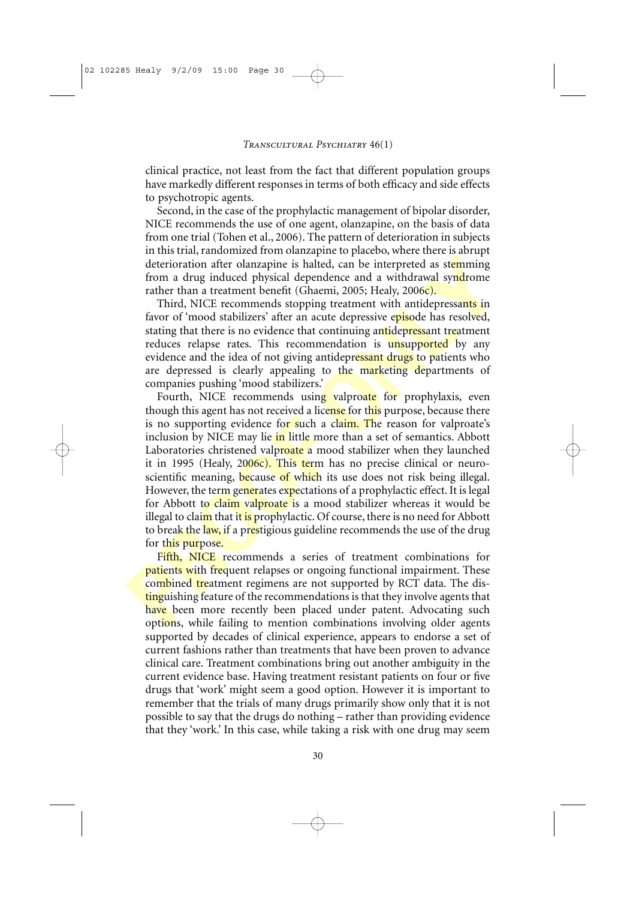clinical practice, not least from the fact that different population groups have markedly different responses in terms of both efficacy and side effects to psychotropic agents.

Second, in the case of the prophylactic management of bipolar disorder, NICE recommends the use of one agent, olanzapine, on the basis of data from one trial (Tohen et al., 2006). The pattern of deterioration in subjects in this trial, randomized from olanzapine to placebo, where there is abrupt deterioration after olanzapine is halted, can be interpreted as stemming from a drug induced physical dependence and a withdrawal syndrome rather than a treatment benefit (Ghaemi, 2005; Healy, 2006c).

Third, NICE recommends stopping treatment with antidepressants in favor of 'mood stabilizers' after an acute depressive episode has resolved, stating that there is no evidence that continuing antidepressant treatment reduces relapse rates. This recommendation is unsupported by any evidence and the idea of not giving antidepressant drugs to patients who are depressed is clearly appealing to the marketing departments of companies pushing 'mood stabilizers.'

Fourth, NICE recommends using valproate for prophylaxis, even though this agent has not received a license for this purpose, because there is no supporting evidence for such a claim. The reason for valproate's inclusion by NICE may lie in little more than a set of semantics. Abbott Laboratories christened valproate a mood stabilizer when they launched it in 1995 (Healy, 2006c). This term has no precise clinical or neuroscientific meaning, because of which its use does not risk being illegal. However, the term generates expectations of a prophylactic effect. It is legal for Abbott to claim valproate is a mood stabilizer whereas it would be illegal to claim that it is prophylactic. Of course, there is no need for Abbott to break the law, if a prestigious guideline recommends the use of the drug for this purpose.

Fifth, NICE recommends a series of treatment combinations for patients with frequent relapses or ongoing functional impairment. These combined treatment regimens are not supported by RCT data. The distinguishing feature of the recommendations is that they involve agents that have been more recently been placed under patent. Advocating such options, while failing to mention combinations involving older agents supported by decades of clinical experience, appears to endorse a set of current fashions rather than treatments that have been proven to advance clinical care. Treatment combinations bring out another ambiguity in the current evidence base. Having treatment resistant patients on four or five drugs that 'work' might seem a good option. However it is important to remember that the trials of many drugs primarily show only that it is not possible to say that the drugs do nothing – rather than providing evidence that they 'work.' In this case, while taking a risk with one drug may seem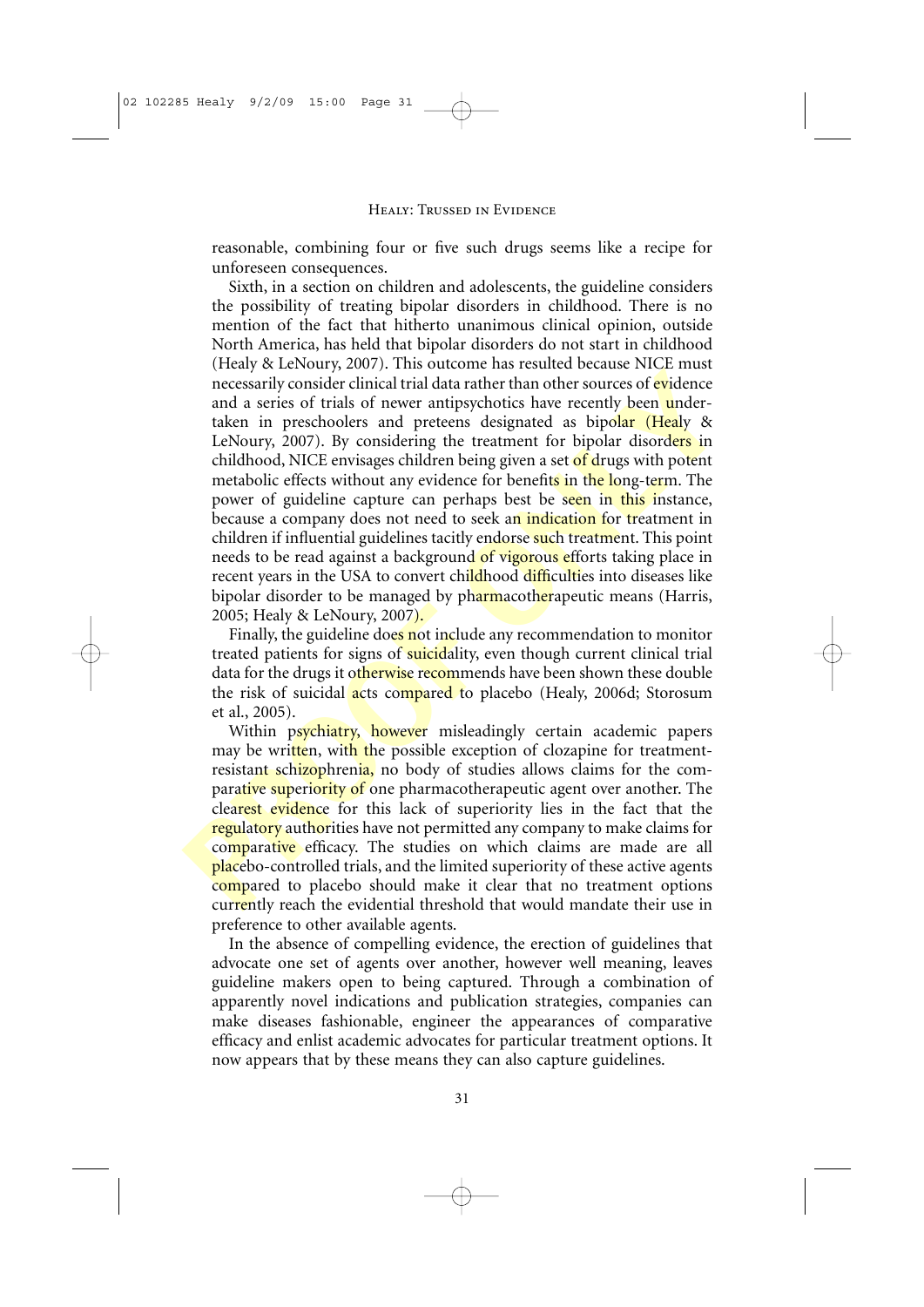reasonable, combining four or five such drugs seems like a recipe for unforeseen consequences.

Sixth, in a section on children and adolescents, the guideline considers the possibility of treating bipolar disorders in childhood. There is no mention of the fact that hitherto unanimous clinical opinion, outside North America, has held that bipolar disorders do not start in childhood (Healy & LeNoury, 2007). This outcome has resulted because NICE must necessarily consider clinical trial data rather than other sources of evidence and a series of trials of newer antipsychotics have recently been undertaken in preschoolers and preteens designated as bipolar (Healy & LeNoury, 2007). By considering the treatment for bipolar disorders in childhood, NICE envisages children being given a set of drugs with potent metabolic effects without any evidence for benefits in the long-term. The power of guideline capture can perhaps best be seen in this instance, because a company does not need to seek an indication for treatment in children if influential guidelines tacitly endorse such treatment. This point needs to be read against a background of vigorous efforts taking place in recent years in the USA to convert childhood difficulties into diseases like bipolar disorder to be managed by pharmacotherapeutic means (Harris, 2005; Healy & LeNoury, 2007).

Finally, the guideline does not include any recommendation to monitor treated patients for signs of suicidality, even though current clinical trial data for the drugs it otherwise recommends have been shown these double the risk of suicidal acts compared to placebo (Healy, 2006d; Storosum et al., 2005).

Within psychiatry, however misleadingly certain academic papers may be written, with the possible exception of clozapine for treatment-resistant schizophrenia, no body of studies allows claims for the comparative superiority of one pharmacotherapeutic agent over another. The clearest evidence for this lack of superiority lies in the fact that the regulatory authorities have not permitted any company to make claims for comparative efficacy. The studies on which claims are made are all placebo-controlled trials, and the limited superiority of these active agents compared to placebo should make it clear that no treatment options currently reach the evidential threshold that would mandate their use in preference to other available agents.

In the absence of compelling evidence, the erection of guidelines that advocate one set of agents over another, however well meaning, leaves guideline makers open to being captured. Through a combination of apparently novel indications and publication strategies, companies can make diseases fashionable, engineer the appearances of comparative efficacy and enlist academic advocates for particular treatment options. It now appears that by these means they can also capture guidelines.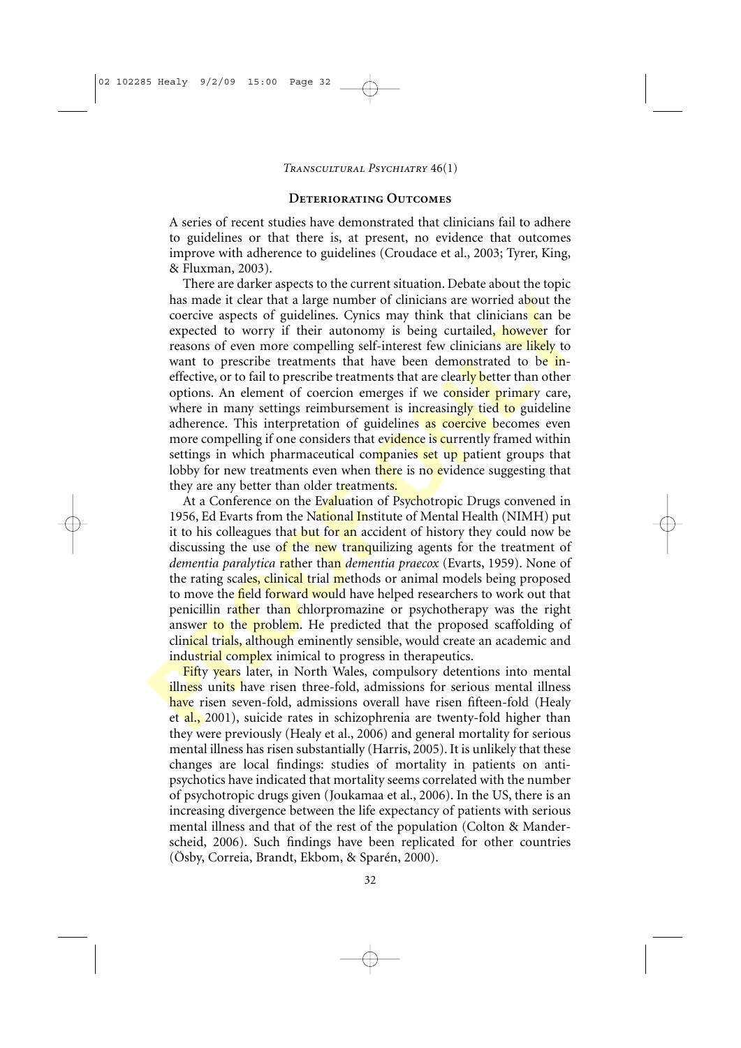## Deteriorating Outcomes

A series of recent studies have demonstrated that clinicians fail to adhere to guidelines or that there is, at present, no evidence that outcomes improve with adherence to guidelines (Croudace et al., 2003; Tyrer, King, & Fluxman, 2003).

There are darker aspects to the current situation. Debate about the topic has made it clear that a large number of clinicians are worried about the coercive aspects of guidelines. Cynics may think that clinicians can be expected to worry if their autonomy is being curtailed, however for reasons of even more compelling self-interest few clinicians are likely to want to prescribe treatments that have been demonstrated to be ineffective, or to fail to prescribe treatments that are clearly better than other options. An element of coercion emerges if we consider primary care, where in many settings reimbursement is increasingly tied to guideline adherence. This interpretation of guidelines as coercive becomes even more compelling if one considers that evidence is currently framed within settings in which pharmaceutical companies set up patient groups that lobby for new treatments even when there is no evidence suggesting that they are any better than older treatments.

At a Conference on the Evaluation of Psychotropic Drugs convened in 1956, Ed Evarts from the National Institute of Mental Health (NIMH) put it to his colleagues that but for an accident of history they could now be discussing the use of the new tranquilizing agents for the treatment of *dementia paralytica* rather than *dementia praecox* (Evarts, 1959). None of the rating scales, clinical trial methods or animal models being proposed to move the field forward would have helped researchers to work out that penicillin rather than chlorpromazine or psychotherapy was the right answer to the problem. He predicted that the proposed scaffolding of clinical trials, although eminently sensible, would create an academic and industrial complex inimical to progress in therapeutics.

Fifty years later, in North Wales, compulsory detentions into mental illness units have risen three-fold, admissions for serious mental illness have risen seven-fold, admissions overall have risen fifteen-fold (Healy et al., 2001), suicide rates in schizophrenia are twenty-fold higher than they were previously (Healy et al., 2006) and general mortality for serious mental illness has risen substantially (Harris, 2005). It is unlikely that these changes are local findings: studies of mortality in patients on antipsychotics have indicated that mortality seems correlated with the number of psychotropic drugs given (Joukamaa et al., 2006). In the US, there is an increasing divergence between the life expectancy of patients with serious mental illness and that of the rest of the population (Colton & Manderscheid, 2006). Such findings have been replicated for other countries (Ösby, Correia, Brandt, Ekbom, & Sparén, 2000).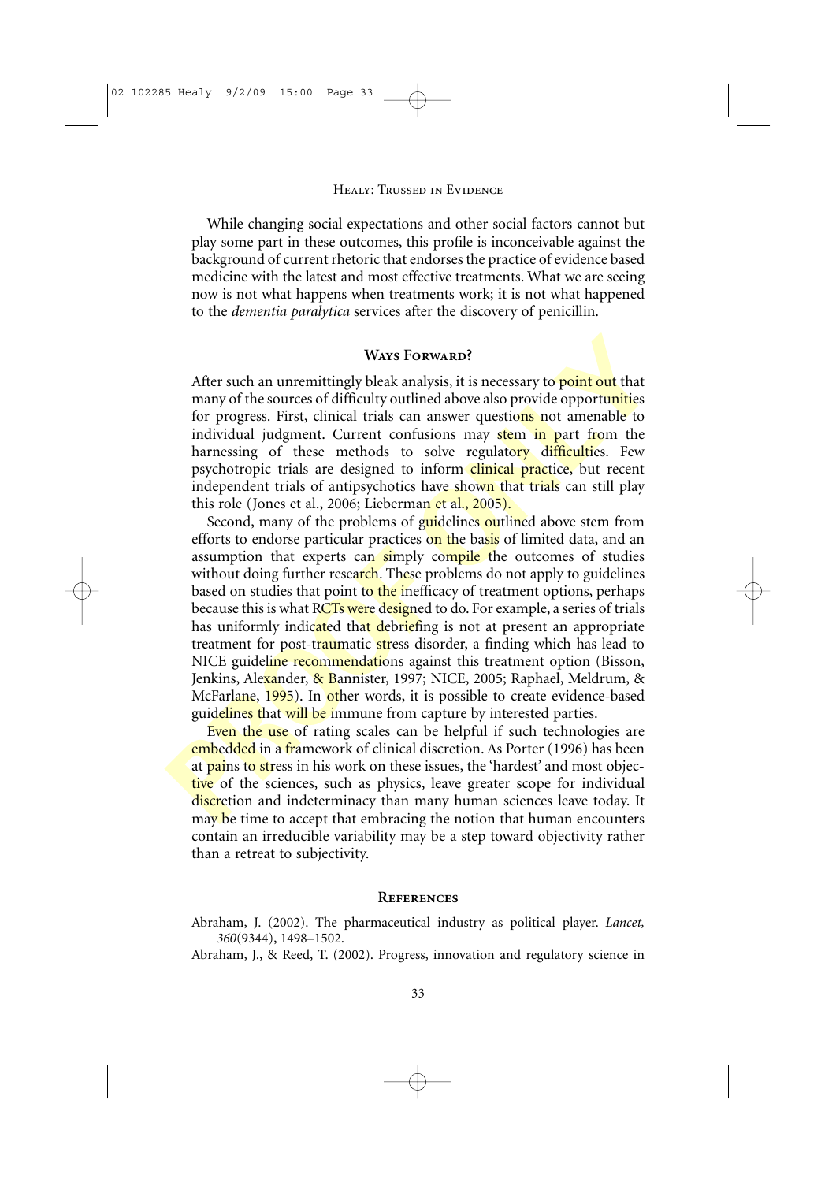While changing social expectations and other social factors cannot but play some part in these outcomes, this profile is inconceivable against the background of current rhetoric that endorses the practice of evidence based medicine with the latest and most effective treatments. What we are seeing now is not what happens when treatments work; it is not what happened to the *dementia paralytica* services after the discovery of penicillin.

## Ways Forward?

After such an unremittingly bleak analysis, it is necessary to point out that many of the sources of difficulty outlined above also provide opportunities for progress. First, clinical trials can answer questions not amenable to individual judgment. Current confusions may stem in part from the harnessing of these methods to solve regulatory difficulties. Few psychotropic trials are designed to inform clinical practice, but recent independent trials of antipsychotics have shown that trials can still play this role (Jones et al., 2006; Lieberman et al., 2005).

Second, many of the problems of guidelines outlined above stem from efforts to endorse particular practices on the basis of limited data, and an assumption that experts can simply compile the outcomes of studies without doing further research. These problems do not apply to guidelines based on studies that point to the inefficacy of treatment options, perhaps because this is what RCTs were designed to do. For example, a series of trials has uniformly indicated that debriefing is not at present an appropriate treatment for post-traumatic stress disorder, a finding which has lead to NICE guideline recommendations against this treatment option (Bisson, Jenkins, Alexander, & Bannister, 1997; NICE, 2005; Raphael, Meldrum, & McFarlane, 1995). In other words, it is possible to create evidence-based guidelines that will be immune from capture by interested parties.

Even the use of rating scales can be helpful if such technologies are embedded in a framework of clinical discretion. As Porter (1996) has been at pains to stress in his work on these issues, the 'hardest' and most objective of the sciences, such as physics, leave greater scope for individual discretion and indeterminacy than many human sciences leave today. It may be time to accept that embracing the notion that human encounters contain an irreducible variability may be a step toward objectivity rather than a retreat to subjectivity.

## References

Abraham, J. (2002). The pharmaceutical industry as political player. *Lancet, 360*(9344), 1498–1502.

Abraham, J., & Reed, T. (2002). Progress, innovation and regulatory science in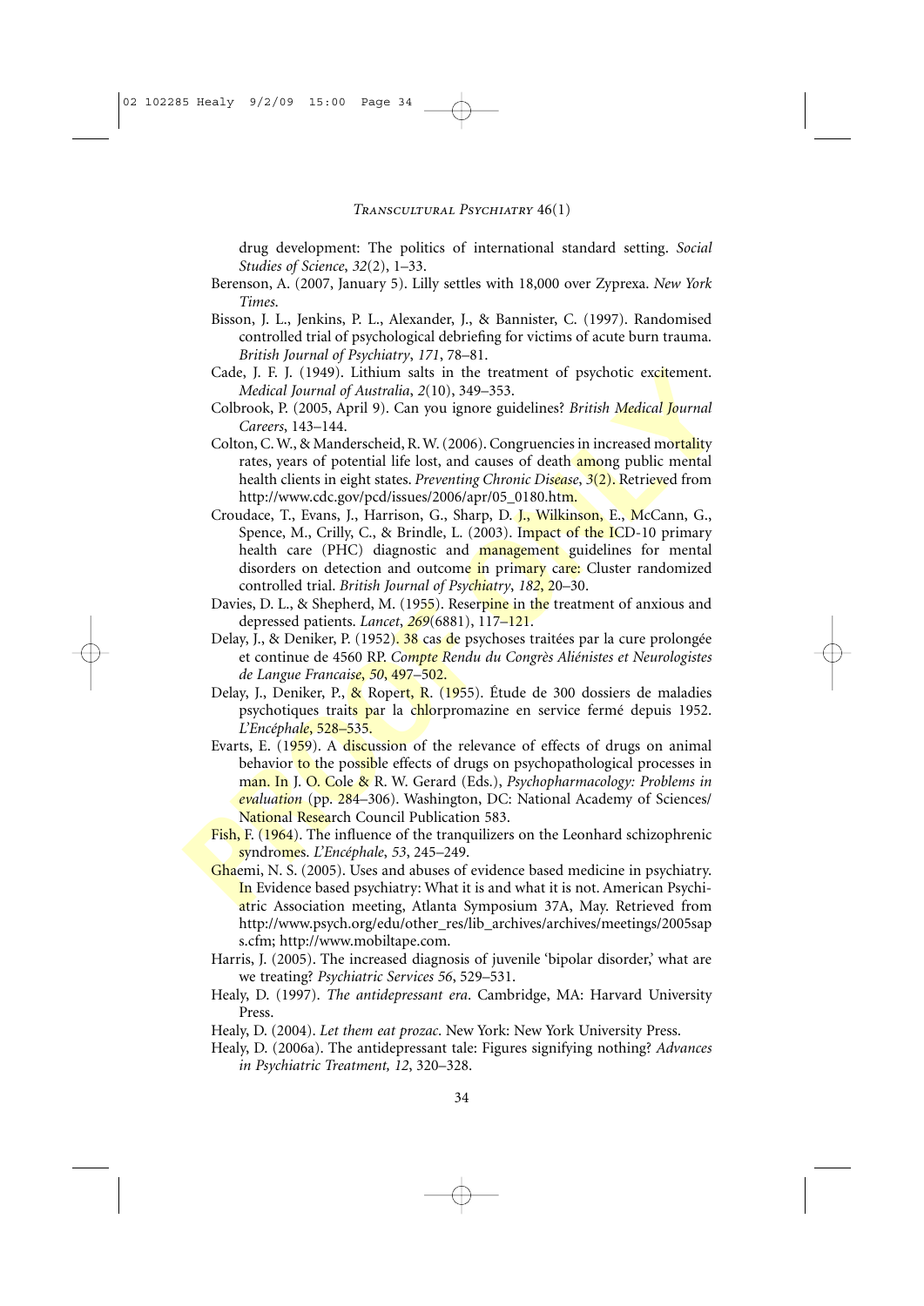drug development: The politics of international standard setting. *Social Studies of Science*, *32*(2), 1–33.

Berenson, A. (2007, January 5). Lilly settles with 18,000 over Zyprexa. *New York Times*.

Bisson, J. L., Jenkins, P. L., Alexander, J., & Bannister, C. (1997). Randomised controlled trial of psychological debriefing for victims of acute burn trauma. *British Journal of Psychiatry*, *171*, 78–81.

Cade, J. F. J. (1949). Lithium salts in the treatment of psychotic excitement. *Medical Journal of Australia*, *2*(10), 349–353.

Colbrook, P. (2005, April 9). Can you ignore guidelines? *British Medical Journal Careers*, 143–144.

Colton, C. W., & Manderscheid, R. W. (2006). Congruencies in increased mortality rates, years of potential life lost, and causes of death among public mental health clients in eight states. *Preventing Chronic Disease*, *3*(2). Retrieved from http://www.cdc.gov/pcd/issues/2006/apr/05_0180.htm.

Croudace, T., Evans, J., Harrison, G., Sharp, D. J., Wilkinson, E., McCann, G., Spence, M., Crilly, C., & Brindle, L. (2003). Impact of the ICD-10 primary health care (PHC) diagnostic and management guidelines for mental disorders on detection and outcome in primary care: Cluster randomized controlled trial. *British Journal of Psychiatry*, *182*, 20–30.

Davies, D. L., & Shepherd, M. (1955). Reserpine in the treatment of anxious and depressed patients. *Lancet*, *269*(6881), 117–121.

Delay, J., & Deniker, P. (1952). 38 cas de psychoses traitées par la cure prolongée et continue de 4560 RP. *Compte Rendu du Congrès Aliénistes et Neurologistes de Langue Francaise*, *50*, 497–502.

Delay, J., Deniker, P., & Ropert, R. (1955). Étude de 300 dossiers de maladies psychotiques traits par la chlorpromazine en service fermé depuis 1952. *L'Encéphale*, 528–535.

Evarts, E. (1959). A discussion of the relevance of effects of drugs on animal behavior to the possible effects of drugs on psychopathological processes in man. In J. O. Cole & R. W. Gerard (Eds.), *Psychopharmacology: Problems in evaluation* (pp. 284–306). Washington, DC: National Academy of Sciences/ National Research Council Publication 583.

Fish, F. (1964). The influence of the tranquilizers on the Leonhard schizophrenic syndromes. *L'Encéphale*, *53*, 245–249.

Ghaemi, N. S. (2005). Uses and abuses of evidence based medicine in psychiatry. In Evidence based psychiatry: What it is and what it is not. American Psychiatric Association meeting, Atlanta Symposium 37A, May. Retrieved from http://www.psych.org/edu/other_res/lib_archives/archives/meetings/2005saps.cfm; http://www.mobiltape.com.

Harris, J. (2005). The increased diagnosis of juvenile 'bipolar disorder,' what are we treating? *Psychiatric Services 56*, 529–531.

Healy, D. (1997). *The antidepressant era*. Cambridge, MA: Harvard University Press.

Healy, D. (2004). *Let them eat prozac*. New York: New York University Press.

Healy, D. (2006a). The antidepressant tale: Figures signifying nothing? *Advances in Psychiatric Treatment, 12*, 320–328.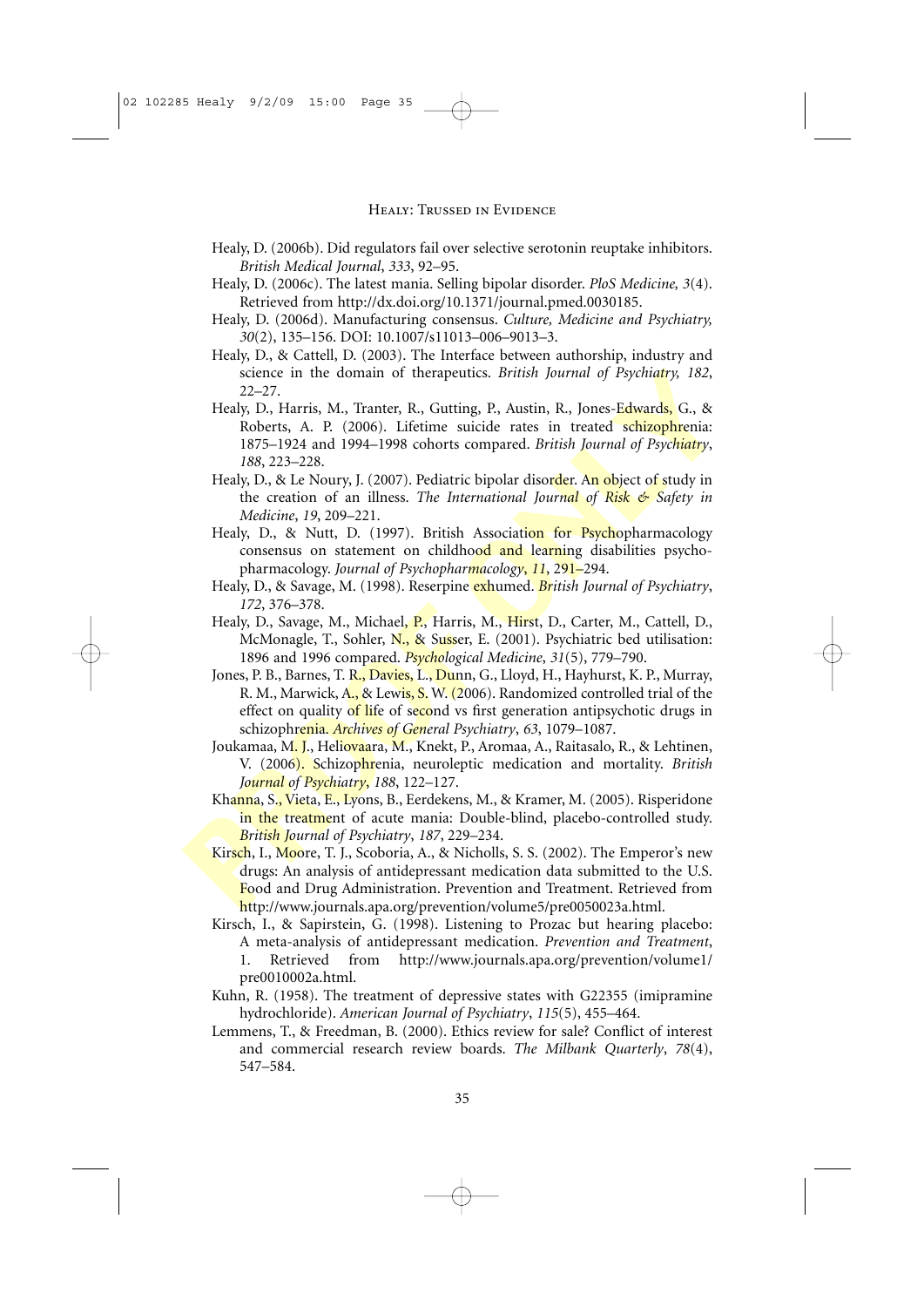Healy, D. (2006b). Did regulators fail over selective serotonin reuptake inhibitors. *British Medical Journal*, *333*, 92–95.

Healy, D. (2006c). The latest mania. Selling bipolar disorder. *PloS Medicine, 3*(4). Retrieved from http://dx.doi.org/10.1371/journal.pmed.0030185.

Healy, D. (2006d). Manufacturing consensus. *Culture, Medicine and Psychiatry, 30*(2), 135–156. DOI: 10.1007/s11013–006–9013–3.

Healy, D., & Cattell, D. (2003). The Interface between authorship, industry and science in the domain of therapeutics. *British Journal of Psychiatry, 182*, 22–27.

Healy, D., Harris, M., Tranter, R., Gutting, P., Austin, R., Jones-Edwards, G., & Roberts, A. P. (2006). Lifetime suicide rates in treated schizophrenia: 1875–1924 and 1994–1998 cohorts compared. *British Journal of Psychiatry*, *188*, 223–228.

Healy, D., & Le Noury, J. (2007). Pediatric bipolar disorder. An object of study in the creation of an illness. *The International Journal of Risk & Safety in Medicine*, *19*, 209–221.

Healy, D., & Nutt, D. (1997). British Association for Psychopharmacology consensus on statement on childhood and learning disabilities psychopharmacology. *Journal of Psychopharmacology*, *11*, 291–294.

Healy, D., & Savage, M. (1998). Reserpine exhumed. *British Journal of Psychiatry*, *172*, 376–378.

Healy, D., Savage, M., Michael, P., Harris, M., Hirst, D., Carter, M., Cattell, D., McMonagle, T., Sohler, N., & Susser, E. (2001). Psychiatric bed utilisation: 1896 and 1996 compared. *Psychological Medicine*, *31*(5), 779–790.

Jones, P. B., Barnes, T. R., Davies, L., Dunn, G., Lloyd, H., Hayhurst, K. P., Murray, R. M., Marwick, A., & Lewis, S. W. (2006). Randomized controlled trial of the effect on quality of life of second vs first generation antipsychotic drugs in schizophrenia. *Archives of General Psychiatry*, *63*, 1079–1087.

Joukamaa, M. J., Heliovaara, M., Knekt, P., Aromaa, A., Raitasalo, R., & Lehtinen, V. (2006). Schizophrenia, neuroleptic medication and mortality. *British Journal of Psychiatry*, *188*, 122–127.

Khanna, S., Vieta, E., Lyons, B., Eerdekens, M., & Kramer, M. (2005). Risperidone in the treatment of acute mania: Double-blind, placebo-controlled study. *British Journal of Psychiatry*, *187*, 229–234.

Kirsch, I., Moore, T. J., Scoboria, A., & Nicholls, S. S. (2002). The Emperor's new drugs: An analysis of antidepressant medication data submitted to the U.S. Food and Drug Administration. Prevention and Treatment. Retrieved from http://www.journals.apa.org/prevention/volume5/pre0050023a.html.

Kirsch, I., & Sapirstein, G. (1998). Listening to Prozac but hearing placebo: A meta-analysis of antidepressant medication. *Prevention and Treatment*, 1. Retrieved from http://www.journals.apa.org/prevention/volume1/pre0010002a.html.

Kuhn, R. (1958). The treatment of depressive states with G22355 (imipramine hydrochloride). *American Journal of Psychiatry*, *115*(5), 455–464.

Lemmens, T., & Freedman, B. (2000). Ethics review for sale? Conflict of interest and commercial research review boards. *The Milbank Quarterly*, *78*(4), 547–584.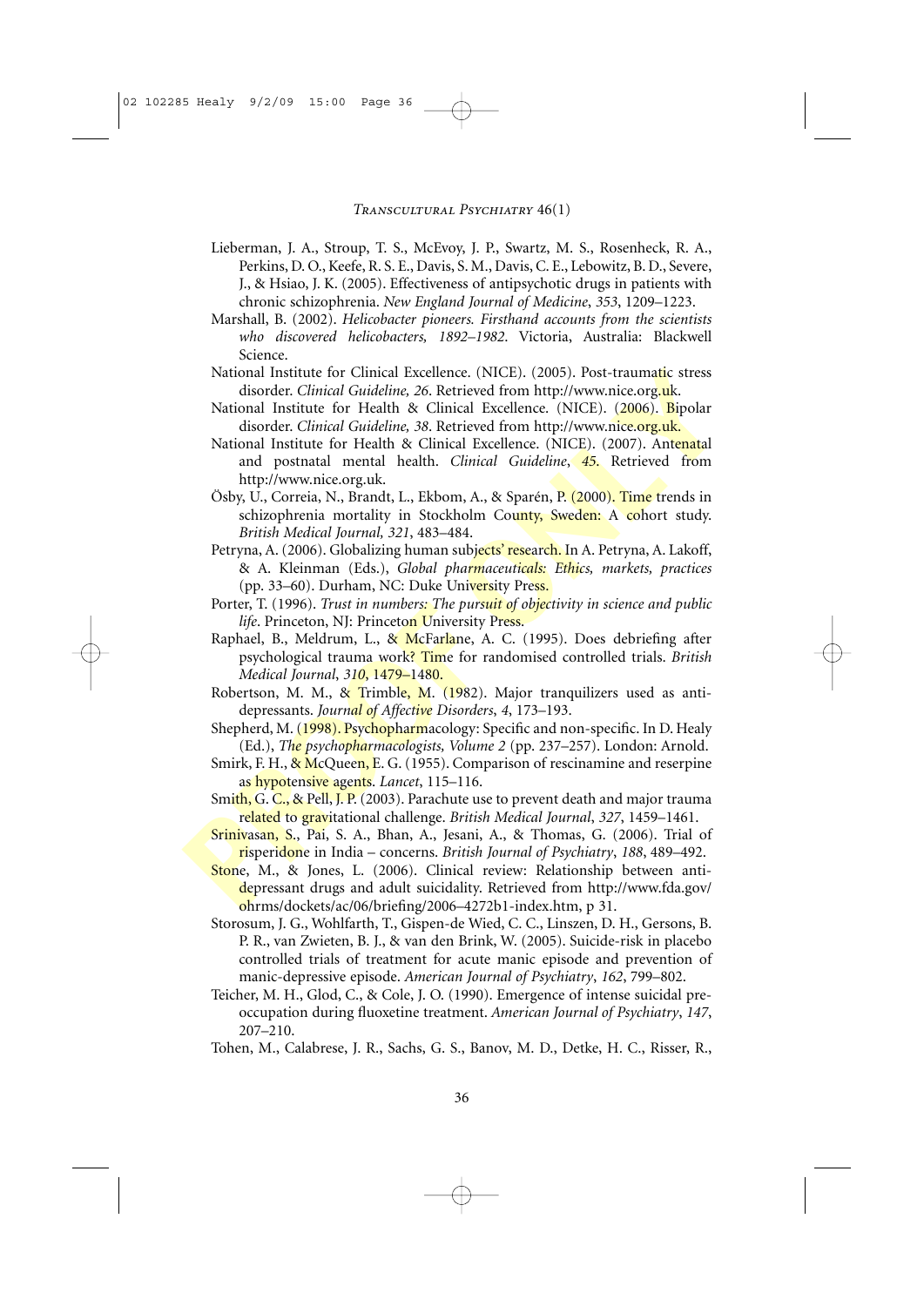Lieberman, J. A., Stroup, T. S., McEvoy, J. P., Swartz, M. S., Rosenheck, R. A., Perkins, D. O., Keefe, R. S. E., Davis, S. M., Davis, C. E., Lebowitz, B. D., Severe, J., & Hsiao, J. K. (2005). Effectiveness of antipsychotic drugs in patients with chronic schizophrenia. *New England Journal of Medicine*, *353*, 1209–1223.

Marshall, B. (2002). *Helicobacter pioneers. Firsthand accounts from the scientists who discovered helicobacters, 1892–1982*. Victoria, Australia: Blackwell Science.

National Institute for Clinical Excellence. (NICE). (2005). Post-traumatic stress disorder. *Clinical Guideline, 26*. Retrieved from http://www.nice.org.uk.

National Institute for Health & Clinical Excellence. (NICE). (2006). Bipolar disorder. *Clinical Guideline, 38*. Retrieved from http://www.nice.org.uk.

National Institute for Health & Clinical Excellence. (NICE). (2007). Antenatal and postnatal mental health. *Clinical Guideline*, *45*. Retrieved from http://www.nice.org.uk.

Ösby, U., Correia, N., Brandt, L., Ekbom, A., & Sparén, P. (2000). Time trends in schizophrenia mortality in Stockholm County, Sweden: A cohort study. *British Medical Journal, 321*, 483–484.

Petryna, A. (2006). Globalizing human subjects' research. In A. Petryna, A. Lakoff, & A. Kleinman (Eds.), *Global pharmaceuticals: Ethics, markets, practices* (pp. 33–60). Durham, NC: Duke University Press.

Porter, T. (1996). *Trust in numbers: The pursuit of objectivity in science and public life*. Princeton, NJ: Princeton University Press.

Raphael, B., Meldrum, L., & McFarlane, A. C. (1995). Does debriefing after psychological trauma work? Time for randomised controlled trials. *British Medical Journal*, *310*, 1479–1480.

Robertson, M. M., & Trimble, M. (1982). Major tranquilizers used as antidepressants. *Journal of Affective Disorders*, *4*, 173–193.

Shepherd, M. (1998). Psychopharmacology: Specific and non-specific. In D. Healy (Ed.), *The psychopharmacologists, Volume 2* (pp. 237–257). London: Arnold.

Smirk, F. H., & McQueen, E. G. (1955). Comparison of rescinamine and reserpine as hypotensive agents. *Lancet*, 115–116.

Smith, G. C., & Pell, J. P. (2003). Parachute use to prevent death and major trauma related to gravitational challenge. *British Medical Journal*, *327*, 1459–1461.

Srinivasan, S., Pai, S. A., Bhan, A., Jesani, A., & Thomas, G. (2006). Trial of risperidone in India – concerns. *British Journal of Psychiatry*, *188*, 489–492.

Stone, M., & Jones, L. (2006). Clinical review: Relationship between antidepressant drugs and adult suicidality. Retrieved from http://www.fda.gov/ohrms/dockets/ac/06/briefing/2006–4272b1-index.htm, p 31.

Storosum, J. G., Wohlfarth, T., Gispen-de Wied, C. C., Linszen, D. H., Gersons, B. P. R., van Zwieten, B. J., & van den Brink, W. (2005). Suicide-risk in placebo controlled trials of treatment for acute manic episode and prevention of manic-depressive episode. *American Journal of Psychiatry*, *162*, 799–802.

Teicher, M. H., Glod, C., & Cole, J. O. (1990). Emergence of intense suicidal preoccupation during fluoxetine treatment. *American Journal of Psychiatry*, *147*, 207–210.

Tohen, M., Calabrese, J. R., Sachs, G. S., Banov, M. D., Detke, H. C., Risser, R.,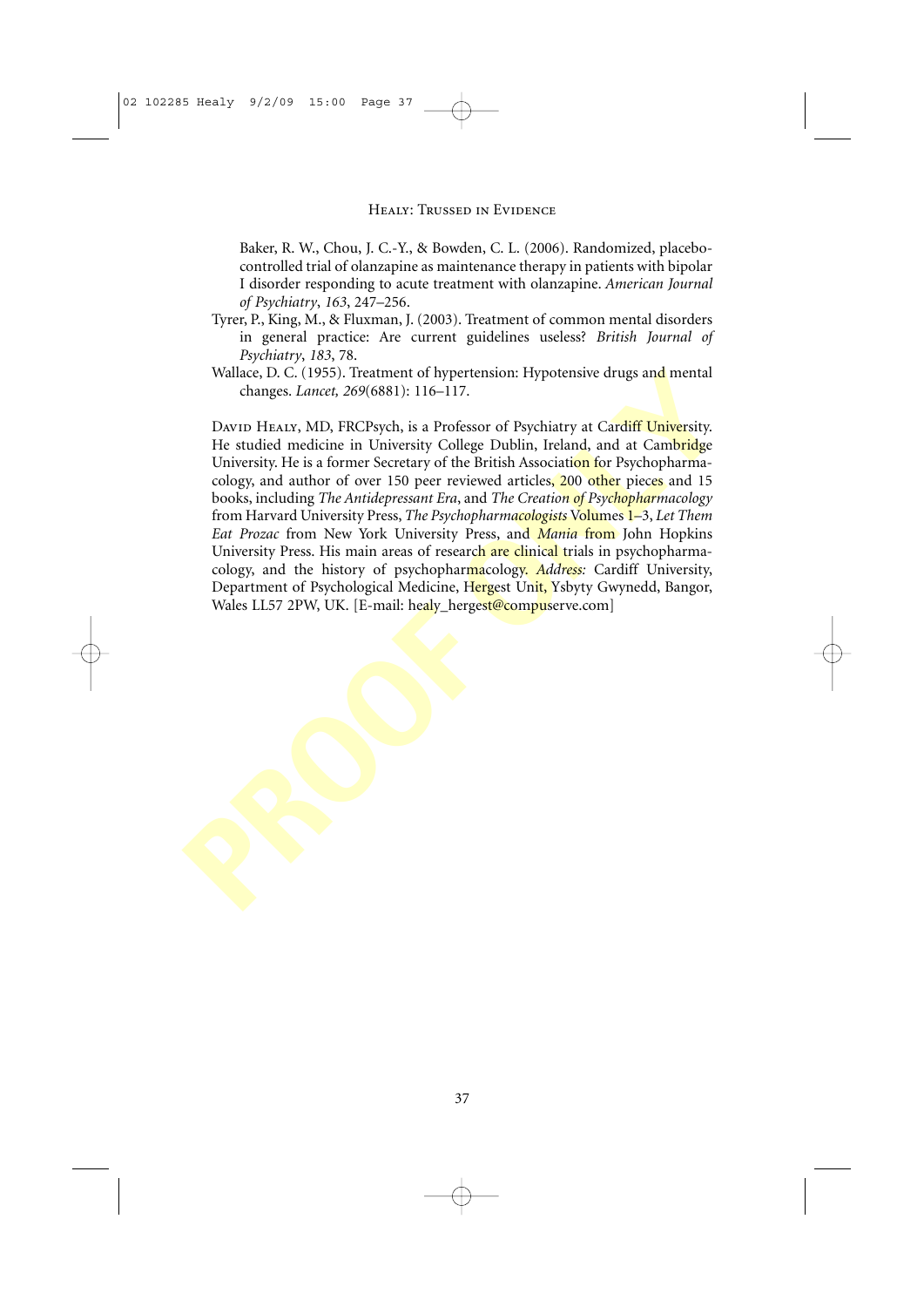Baker, R. W., Chou, J. C.-Y., & Bowden, C. L. (2006). Randomized, placebo-controlled trial of olanzapine as maintenance therapy in patients with bipolar I disorder responding to acute treatment with olanzapine. *American Journal of Psychiatry*, *163*, 247–256.

Tyrer, P., King, M., & Fluxman, J. (2003). Treatment of common mental disorders in general practice: Are current guidelines useless? *British Journal of Psychiatry*, *183*, 78.

Wallace, D. C. (1955). Treatment of hypertension: Hypotensive drugs and mental changes. *Lancet, 269*(6881): 116–117.

DAVID HEALY, MD, FRCPsych, is a Professor of Psychiatry at Cardiff University. He studied medicine in University College Dublin, Ireland, and at Cambridge University. He is a former Secretary of the British Association for Psychopharmacology, and author of over 150 peer reviewed articles, 200 other pieces and 15 books, including *The Antidepressant Era*, and *The Creation of Psychopharmacology* from Harvard University Press, *The Psychopharmacologists* Volumes 1–3, *Let Them Eat Prozac* from New York University Press, and *Mania* from John Hopkins University Press. His main areas of research are clinical trials in psychopharmacology, and the history of psychopharmacology. *Address:* Cardiff University, Department of Psychological Medicine, Hergest Unit, Ysbyty Gwynedd, Bangor, Wales LL57 2PW, UK. [E-mail: healy_hergest@compuserve.com]